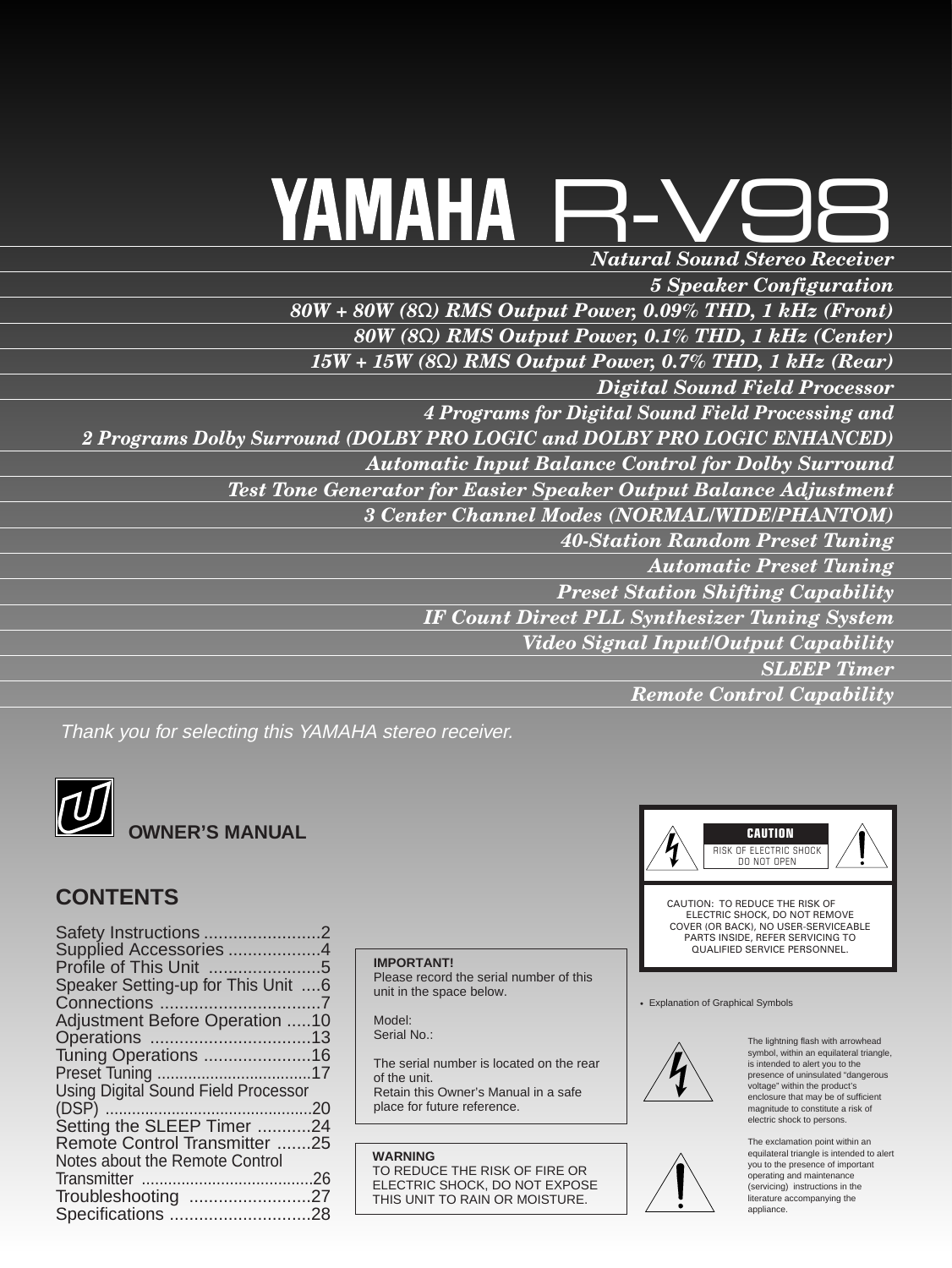# YAMAHA R-V98

***Natural Sound Stereo Receiver***

***5 Speaker Configuration***

***80W + 80W (8Ω) RMS Output Power, 0.09% THD, 1 kHz (Front)***

***80W (8Ω) RMS Output Power, 0.1% THD, 1 kHz (Center)***

***15W + 15W (8Ω) RMS Output Power, 0.7% THD, 1 kHz (Rear)***

***Digital Sound Field Processor***

***4 Programs for Digital Sound Field Processing and***
***2 Programs Dolby Surround (DOLBY PRO LOGIC and DOLBY PRO LOGIC ENHANCED)***

***Automatic Input Balance Control for Dolby Surround***

***Test Tone Generator for Easier Speaker Output Balance Adjustment***

***3 Center Channel Modes (NORMAL/WIDE/PHANTOM)***

***40-Station Random Preset Tuning***

***Automatic Preset Tuning***

***Preset Station Shifting Capability***

***IF Count Direct PLL Synthesizer Tuning System***

***Video Signal Input/Output Capability***

***SLEEP Timer***

***Remote Control Capability***

*Thank you for selecting this YAMAHA stereo receiver.*

**OWNER'S MANUAL**

## CONTENTS

Safety Instructions ........................2
Supplied Accessories ...................4
Profile of This Unit .......................5
Speaker Setting-up for This Unit ....6
Connections .................................7
Adjustment Before Operation .....10
Operations .................................13
Tuning Operations ......................16
Preset Tuning ...................................17
Using Digital Sound Field Processor (DSP) ...............................................20
Setting the SLEEP Timer ...........24
Remote Control Transmitter .......25
Notes about the Remote Control Transmitter .......................................26
Troubleshooting .........................27
Specifications .............................28

**IMPORTANT!**
Please record the serial number of this unit in the space below.

Model:
Serial No.:

The serial number is located on the rear of the unit.
Retain this Owner's Manual in a safe place for future reference.

**WARNING**
TO REDUCE THE RISK OF FIRE OR ELECTRIC SHOCK, DO NOT EXPOSE THIS UNIT TO RAIN OR MOISTURE.

**CAUTION**
RISK OF ELECTRIC SHOCK
DO NOT OPEN

CAUTION: TO REDUCE THE RISK OF ELECTRIC SHOCK, DO NOT REMOVE COVER (OR BACK), NO USER-SERVICEABLE PARTS INSIDE, REFER SERVICING TO QUALIFIED SERVICE PERSONNEL.

- Explanation of Graphical Symbols

The lightning flash with arrowhead symbol, within an equilateral triangle, is intended to alert you to the presence of uninsulated "dangerous voltage" within the product's enclosure that may be of sufficient magnitude to constitute a risk of electric shock to persons.

The exclamation point within an equilateral triangle is intended to alert you to the presence of important operating and maintenance (servicing) instructions in the literature accompanying the appliance.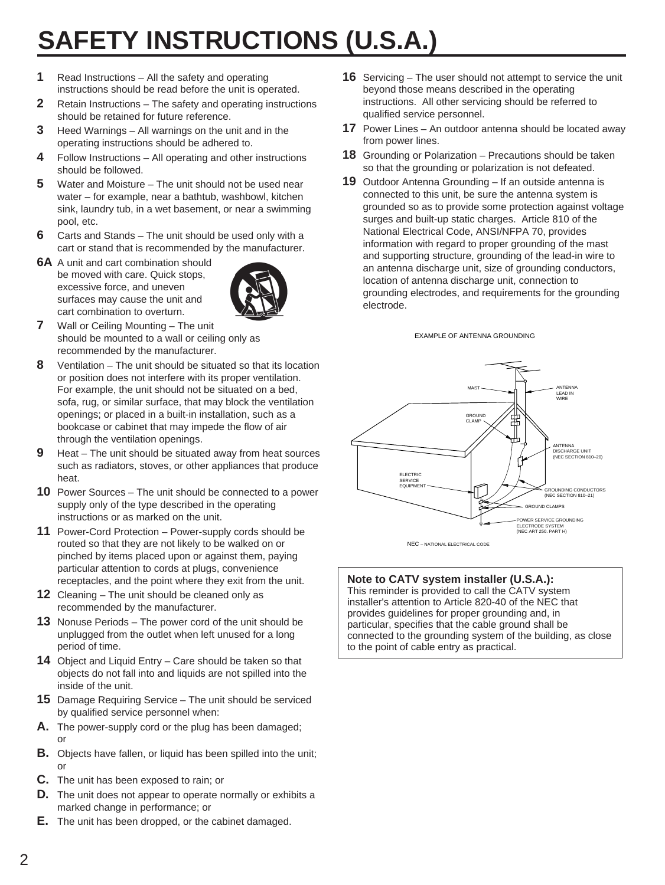# SAFETY INSTRUCTIONS (U.S.A.)

**1** Read Instructions – All the safety and operating instructions should be read before the unit is operated.

**2** Retain Instructions – The safety and operating instructions should be retained for future reference.

**3** Heed Warnings – All warnings on the unit and in the operating instructions should be adhered to.

**4** Follow Instructions – All operating and other instructions should be followed.

**5** Water and Moisture – The unit should not be used near water – for example, near a bathtub, washbowl, kitchen sink, laundry tub, in a wet basement, or near a swimming pool, etc.

**6** Carts and Stands – The unit should be used only with a cart or stand that is recommended by the manufacturer.

**6A** A unit and cart combination should be moved with care. Quick stops, excessive force, and uneven surfaces may cause the unit and cart combination to overturn.

**7** Wall or Ceiling Mounting – The unit should be mounted to a wall or ceiling only as recommended by the manufacturer.

**8** Ventilation – The unit should be situated so that its location or position does not interfere with its proper ventilation. For example, the unit should not be situated on a bed, sofa, rug, or similar surface, that may block the ventilation openings; or placed in a built-in installation, such as a bookcase or cabinet that may impede the flow of air through the ventilation openings.

**9** Heat – The unit should be situated away from heat sources such as radiators, stoves, or other appliances that produce heat.

**10** Power Sources – The unit should be connected to a power supply only of the type described in the operating instructions or as marked on the unit.

**11** Power-Cord Protection – Power-supply cords should be routed so that they are not likely to be walked on or pinched by items placed upon or against them, paying particular attention to cords at plugs, convenience receptacles, and the point where they exit from the unit.

**12** Cleaning – The unit should be cleaned only as recommended by the manufacturer.

**13** Nonuse Periods – The power cord of the unit should be unplugged from the outlet when left unused for a long period of time.

**14** Object and Liquid Entry – Care should be taken so that objects do not fall into and liquids are not spilled into the inside of the unit.

**15** Damage Requiring Service – The unit should be serviced by qualified service personnel when:

**A.** The power-supply cord or the plug has been damaged; or

**B.** Objects have fallen, or liquid has been spilled into the unit; or

**C.** The unit has been exposed to rain; or

**D.** The unit does not appear to operate normally or exhibits a marked change in performance; or

**E.** The unit has been dropped, or the cabinet damaged.

**16** Servicing – The user should not attempt to service the unit beyond those means described in the operating instructions. All other servicing should be referred to qualified service personnel.

**17** Power Lines – An outdoor antenna should be located away from power lines.

**18** Grounding or Polarization – Precautions should be taken so that the grounding or polarization is not defeated.

**19** Outdoor Antenna Grounding – If an outside antenna is connected to this unit, be sure the antenna system is grounded so as to provide some protection against voltage surges and built-up static charges. Article 810 of the National Electrical Code, ANSI/NFPA 70, provides information with regard to proper grounding of the mast and supporting structure, grounding of the lead-in wire to an antenna discharge unit, size of grounding conductors, location of antenna discharge unit, connection to grounding electrodes, and requirements for the grounding electrode.

EXAMPLE OF ANTENNA GROUNDING

MAST — ANTENNA LEAD IN WIRE — GROUND CLAMP — ANTENNA DISCHARGE UNIT (NEC SECTION 810–20) — ELECTRIC SERVICE EQUIPMENT — GROUNDING CONDUCTORS (NEC SECTION 810–21) — GROUND CLAMPS — POWER SERVICE GROUNDING ELECTRODE SYSTEM (NEC ART 250. PART H)

NEC – NATIONAL ELECTRICAL CODE

**Note to CATV system installer (U.S.A.):**
This reminder is provided to call the CATV system installer's attention to Article 820-40 of the NEC that provides guidelines for proper grounding and, in particular, specifies that the cable ground shall be connected to the grounding system of the building, as close to the point of cable entry as practical.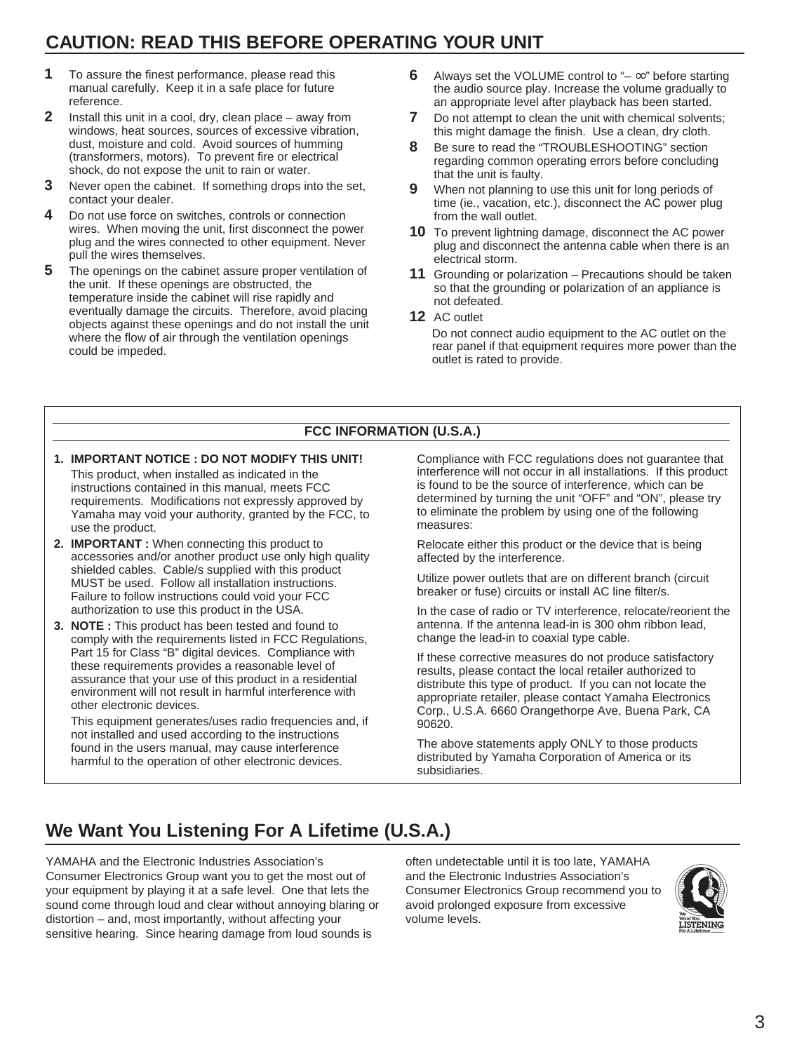## CAUTION: READ THIS BEFORE OPERATING YOUR UNIT

**1** To assure the finest performance, please read this manual carefully. Keep it in a safe place for future reference.

**2** Install this unit in a cool, dry, clean place – away from windows, heat sources, sources of excessive vibration, dust, moisture and cold. Avoid sources of humming (transformers, motors). To prevent fire or electrical shock, do not expose the unit to rain or water.

**3** Never open the cabinet. If something drops into the set, contact your dealer.

**4** Do not use force on switches, controls or connection wires. When moving the unit, first disconnect the power plug and the wires connected to other equipment. Never pull the wires themselves.

**5** The openings on the cabinet assure proper ventilation of the unit. If these openings are obstructed, the temperature inside the cabinet will rise rapidly and eventually damage the circuits. Therefore, avoid placing objects against these openings and do not install the unit where the flow of air through the ventilation openings could be impeded.

**6** Always set the VOLUME control to "– ∞" before starting the audio source play. Increase the volume gradually to an appropriate level after playback has been started.

**7** Do not attempt to clean the unit with chemical solvents; this might damage the finish. Use a clean, dry cloth.

**8** Be sure to read the "TROUBLESHOOTING" section regarding common operating errors before concluding that the unit is faulty.

**9** When not planning to use this unit for long periods of time (ie., vacation, etc.), disconnect the AC power plug from the wall outlet.

**10** To prevent lightning damage, disconnect the AC power plug and disconnect the antenna cable when there is an electrical storm.

**11** Grounding or polarization – Precautions should be taken so that the grounding or polarization of an appliance is not defeated.

**12** AC outlet

Do not connect audio equipment to the AC outlet on the rear panel if that equipment requires more power than the outlet is rated to provide.

### FCC INFORMATION (U.S.A.)

1. **IMPORTANT NOTICE : DO NOT MODIFY THIS UNIT!**
   This product, when installed as indicated in the instructions contained in this manual, meets FCC requirements. Modifications not expressly approved by Yamaha may void your authority, granted by the FCC, to use the product.
2. **IMPORTANT :** When connecting this product to accessories and/or another product use only high quality shielded cables. Cable/s supplied with this product MUST be used. Follow all installation instructions. Failure to follow instructions could void your FCC authorization to use this product in the USA.
3. **NOTE :** This product has been tested and found to comply with the requirements listed in FCC Regulations, Part 15 for Class "B" digital devices. Compliance with these requirements provides a reasonable level of assurance that your use of this product in a residential environment will not result in harmful interference with other electronic devices.

   This equipment generates/uses radio frequencies and, if not installed and used according to the instructions found in the users manual, may cause interference harmful to the operation of other electronic devices.

   Compliance with FCC regulations does not guarantee that interference will not occur in all installations. If this product is found to be the source of interference, which can be determined by turning the unit "OFF" and "ON", please try to eliminate the problem by using one of the following measures:

   Relocate either this product or the device that is being affected by the interference.

   Utilize power outlets that are on different branch (circuit breaker or fuse) circuits or install AC line filter/s.

   In the case of radio or TV interference, relocate/reorient the antenna. If the antenna lead-in is 300 ohm ribbon lead, change the lead-in to coaxial type cable.

   If these corrective measures do not produce satisfactory results, please contact the local retailer authorized to distribute this type of product. If you can not locate the appropriate retailer, please contact Yamaha Electronics Corp., U.S.A. 6660 Orangethorpe Ave, Buena Park, CA 90620.

   The above statements apply ONLY to those products distributed by Yamaha Corporation of America or its subsidiaries.

## We Want You Listening For A Lifetime (U.S.A.)

YAMAHA and the Electronic Industries Association's Consumer Electronics Group want you to get the most out of your equipment by playing it at a safe level. One that lets the sound come through loud and clear without annoying blaring or distortion – and, most importantly, without affecting your sensitive hearing. Since hearing damage from loud sounds is often undetectable until it is too late, YAMAHA and the Electronic Industries Association's Consumer Electronics Group recommend you to avoid prolonged exposure from excessive volume levels.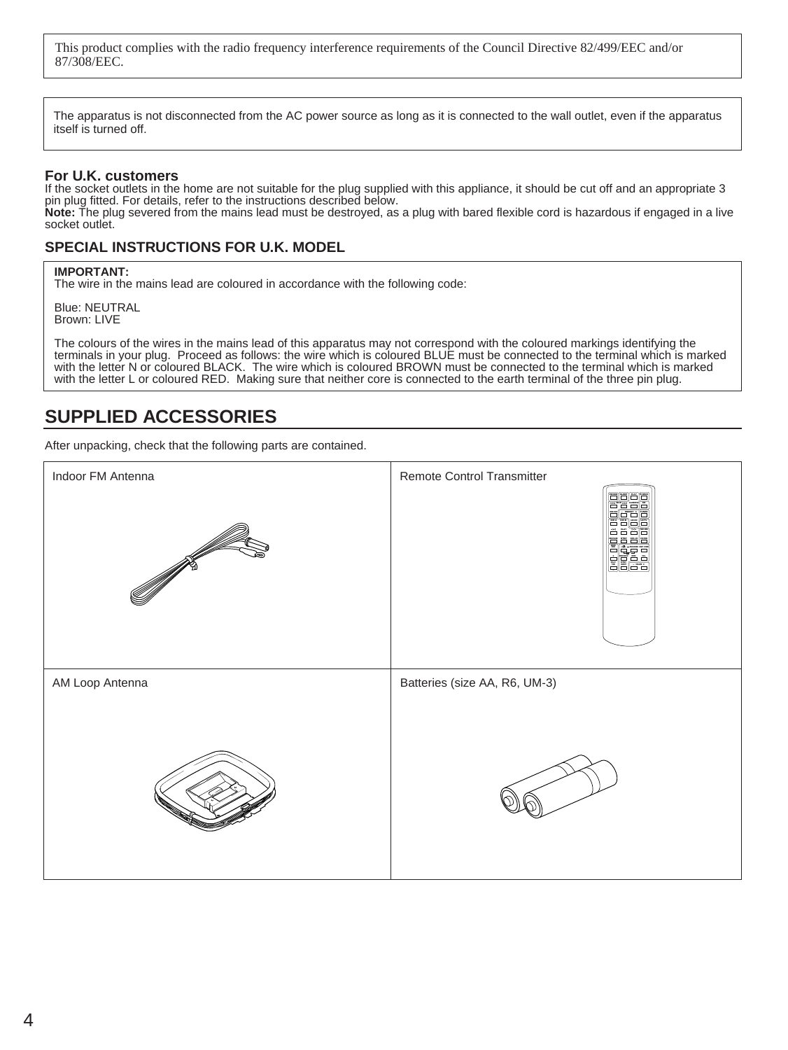This product complies with the radio frequency interference requirements of the Council Directive 82/499/EEC and/or 87/308/EEC.

The apparatus is not disconnected from the AC power source as long as it is connected to the wall outlet, even if the apparatus itself is turned off.

### For U.K. customers

If the socket outlets in the home are not suitable for the plug supplied with this appliance, it should be cut off and an appropriate 3 pin plug fitted. For details, refer to the instructions described below.

**Note:** The plug severed from the mains lead must be destroyed, as a plug with bared flexible cord is hazardous if engaged in a live socket outlet.

### SPECIAL INSTRUCTIONS FOR U.K. MODEL

**IMPORTANT:**
The wire in the mains lead are coloured in accordance with the following code:

Blue: NEUTRAL
Brown: LIVE

The colours of the wires in the mains lead of this apparatus may not correspond with the coloured markings identifying the terminals in your plug. Proceed as follows: the wire which is coloured BLUE must be connected to the terminal which is marked with the letter N or coloured BLACK. The wire which is coloured BROWN must be connected to the terminal which is marked with the letter L or coloured RED. Making sure that neither core is connected to the earth terminal of the three pin plug.

## SUPPLIED ACCESSORIES

After unpacking, check that the following parts are contained.

| Indoor FM Antenna | Remote Control Transmitter |
|---|---|
| AM Loop Antenna | Batteries (size AA, R6, UM-3) |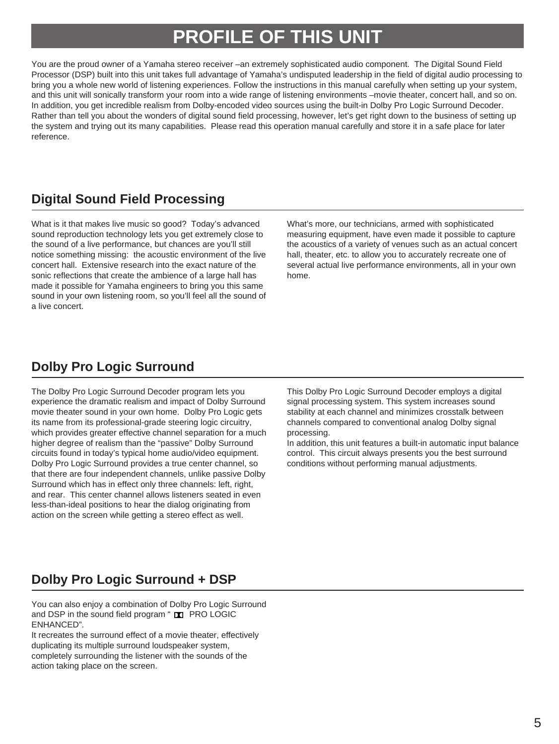# PROFILE OF THIS UNIT

You are the proud owner of a Yamaha stereo receiver –an extremely sophisticated audio component. The Digital Sound Field Processor (DSP) built into this unit takes full advantage of Yamaha's undisputed leadership in the field of digital audio processing to bring you a whole new world of listening experiences. Follow the instructions in this manual carefully when setting up your system, and this unit will sonically transform your room into a wide range of listening environments –movie theater, concert hall, and so on. In addition, you get incredible realism from Dolby-encoded video sources using the built-in Dolby Pro Logic Surround Decoder. Rather than tell you about the wonders of digital sound field processing, however, let's get right down to the business of setting up the system and trying out its many capabilities. Please read this operation manual carefully and store it in a safe place for later reference.

## Digital Sound Field Processing

What is it that makes live music so good? Today's advanced sound reproduction technology lets you get extremely close to the sound of a live performance, but chances are you'll still notice something missing: the acoustic environment of the live concert hall. Extensive research into the exact nature of the sonic reflections that create the ambience of a large hall has made it possible for Yamaha engineers to bring you this same sound in your own listening room, so you'll feel all the sound of a live concert.

What's more, our technicians, armed with sophisticated measuring equipment, have even made it possible to capture the acoustics of a variety of venues such as an actual concert hall, theater, etc. to allow you to accurately recreate one of several actual live performance environments, all in your own home.

## Dolby Pro Logic Surround

The Dolby Pro Logic Surround Decoder program lets you experience the dramatic realism and impact of Dolby Surround movie theater sound in your own home. Dolby Pro Logic gets its name from its professional-grade steering logic circuitry, which provides greater effective channel separation for a much higher degree of realism than the "passive" Dolby Surround circuits found in today's typical home audio/video equipment. Dolby Pro Logic Surround provides a true center channel, so that there are four independent channels, unlike passive Dolby Surround which has in effect only three channels: left, right, and rear. This center channel allows listeners seated in even less-than-ideal positions to hear the dialog originating from action on the screen while getting a stereo effect as well.

This Dolby Pro Logic Surround Decoder employs a digital signal processing system. This system increases sound stability at each channel and minimizes crosstalk between channels compared to conventional analog Dolby signal processing.

In addition, this unit features a built-in automatic input balance control. This circuit always presents you the best surround conditions without performing manual adjustments.

## Dolby Pro Logic Surround + DSP

You can also enjoy a combination of Dolby Pro Logic Surround and DSP in the sound field program " PRO LOGIC ENHANCED".

It recreates the surround effect of a movie theater, effectively duplicating its multiple surround loudspeaker system, completely surrounding the listener with the sounds of the action taking place on the screen.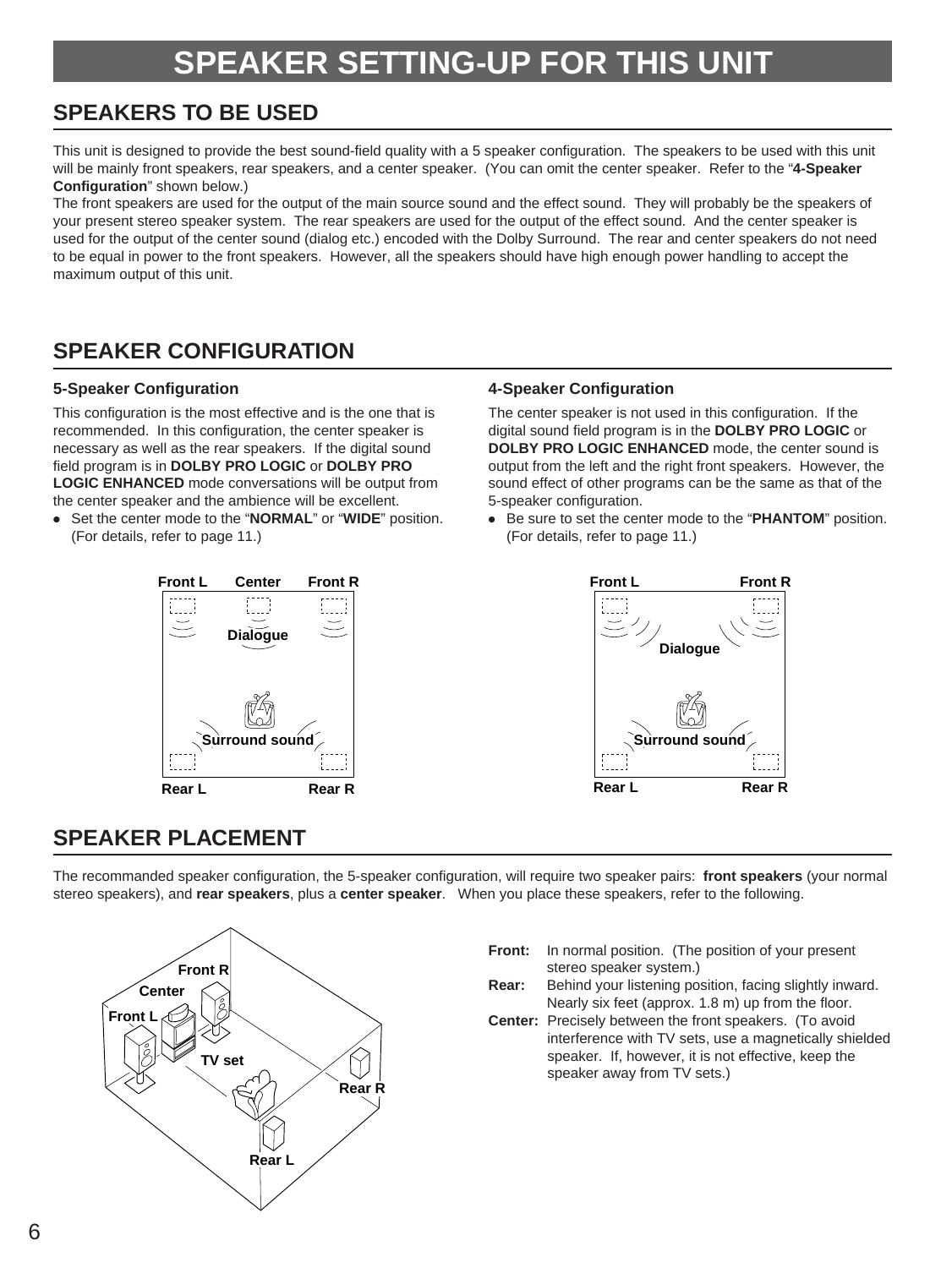# SPEAKER SETTING-UP FOR THIS UNIT

## SPEAKERS TO BE USED

This unit is designed to provide the best sound-field quality with a 5 speaker configuration. The speakers to be used with this unit will be mainly front speakers, rear speakers, and a center speaker. (You can omit the center speaker. Refer to the "**4-Speaker Configuration**" shown below.)

The front speakers are used for the output of the main source sound and the effect sound. They will probably be the speakers of your present stereo speaker system. The rear speakers are used for the output of the effect sound. And the center speaker is used for the output of the center sound (dialog etc.) encoded with the Dolby Surround. The rear and center speakers do not need to be equal in power to the front speakers. However, all the speakers should have high enough power handling to accept the maximum output of this unit.

## SPEAKER CONFIGURATION

### 5-Speaker Configuration

This configuration is the most effective and is the one that is recommended. In this configuration, the center speaker is necessary as well as the rear speakers. If the digital sound field program is in **DOLBY PRO LOGIC** or **DOLBY PRO LOGIC ENHANCED** mode conversations will be output from the center speaker and the ambience will be excellent.

- Set the center mode to the "**NORMAL**" or "**WIDE**" position. (For details, refer to page 11.)

Front L Center Front R
Dialogue
Surround sound
Rear L Rear R

### 4-Speaker Configuration

The center speaker is not used in this configuration. If the digital sound field program is in the **DOLBY PRO LOGIC** or **DOLBY PRO LOGIC ENHANCED** mode, the center sound is output from the left and the right front speakers. However, the sound effect of other programs can be the same as that of the 5-speaker configuration.

- Be sure to set the center mode to the "**PHANTOM**" position. (For details, refer to page 11.)

Front L Front R
Dialogue
Surround sound
Rear L Rear R

## SPEAKER PLACEMENT

The recommanded speaker configuration, the 5-speaker configuration, will require two speaker pairs: **front speakers** (your normal stereo speakers), and **rear speakers**, plus a **center speaker**. When you place these speakers, refer to the following.

Front R, Center, Front L, TV set, Rear R, Rear L

**Front:** In normal position. (The position of your present stereo speaker system.)

**Rear:** Behind your listening position, facing slightly inward. Nearly six feet (approx. 1.8 m) up from the floor.

**Center:** Precisely between the front speakers. (To avoid interference with TV sets, use a magnetically shielded speaker. If, however, it is not effective, keep the speaker away from TV sets.)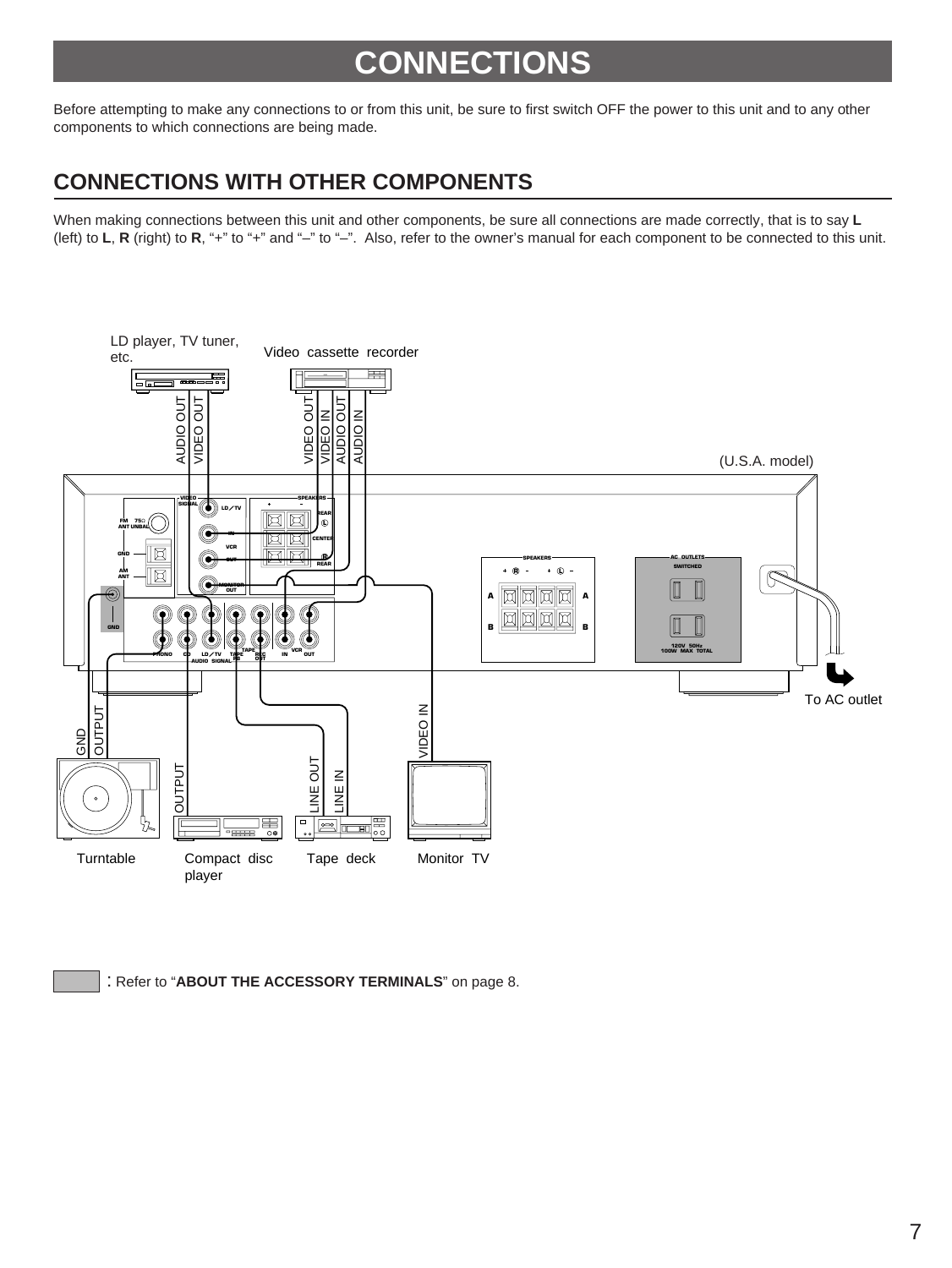# CONNECTIONS

Before attempting to make any connections to or from this unit, be sure to first switch OFF the power to this unit and to any other components to which connections are being made.

## CONNECTIONS WITH OTHER COMPONENTS

When making connections between this unit and other components, be sure all connections are made correctly, that is to say **L** (left) to **L**, **R** (right) to **R**, "+" to "+" and "–" to "–". Also, refer to the owner's manual for each component to be connected to this unit.

LD player, TV tuner, etc.

Video cassette recorder

AUDIO OUT VIDEO OUT

VIDEO OUT VIDEO IN AUDIO OUT AUDIO IN

(U.S.A. model)

To AC outlet

GND OUTPUT

OUTPUT

LINE OUT LINE IN

VIDEO IN

Turntable

Compact disc player

Tape deck

Monitor TV

: Refer to "**ABOUT THE ACCESSORY TERMINALS**" on page 8.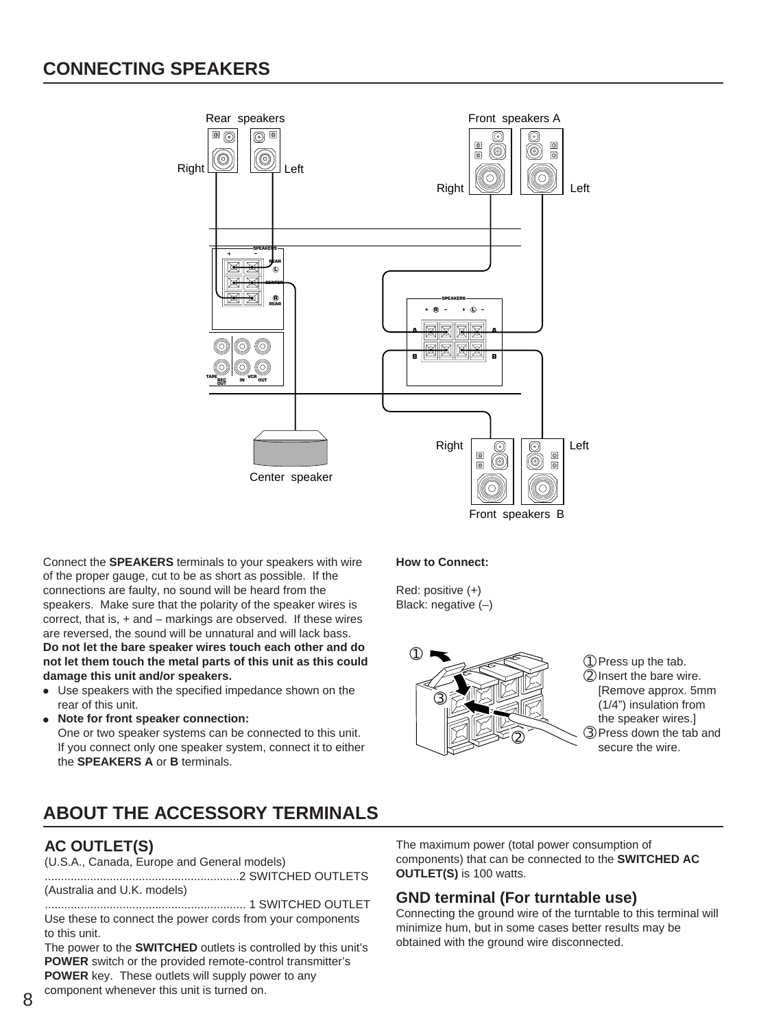# CONNECTING SPEAKERS

Connect the **SPEAKERS** terminals to your speakers with wire of the proper gauge, cut to be as short as possible. If the connections are faulty, no sound will be heard from the speakers. Make sure that the polarity of the speaker wires is correct, that is, + and – markings are observed. If these wires are reversed, the sound will be unnatural and will lack bass.
**Do not let the bare speaker wires touch each other and do not let them touch the metal parts of this unit as this could damage this unit and/or speakers.**

- Use speakers with the specified impedance shown on the rear of this unit.
- **Note for front speaker connection:**
  One or two speaker systems can be connected to this unit. If you connect only one speaker system, connect it to either the **SPEAKERS A** or **B** terminals.

**How to Connect:**

Red: positive (+)
Black: negative (–)

① Press up the tab.
② Insert the bare wire. [Remove approx. 5mm (1/4") insulation from the speaker wires.]
③ Press down the tab and secure the wire.

# ABOUT THE ACCESSORY TERMINALS

## AC OUTLET(S)

(U.S.A., Canada, Europe and General models)
............................................................2 SWITCHED OUTLETS
(Australia and U.K. models)
............................................................ 1 SWITCHED OUTLET

Use these to connect the power cords from your components to this unit.
The power to the **SWITCHED** outlets is controlled by this unit's **POWER** switch or the provided remote-control transmitter's **POWER** key. These outlets will supply power to any component whenever this unit is turned on.

The maximum power (total power consumption of components) that can be connected to the **SWITCHED AC OUTLET(S)** is 100 watts.

## GND terminal (For turntable use)

Connecting the ground wire of the turntable to this terminal will minimize hum, but in some cases better results may be obtained with the ground wire disconnected.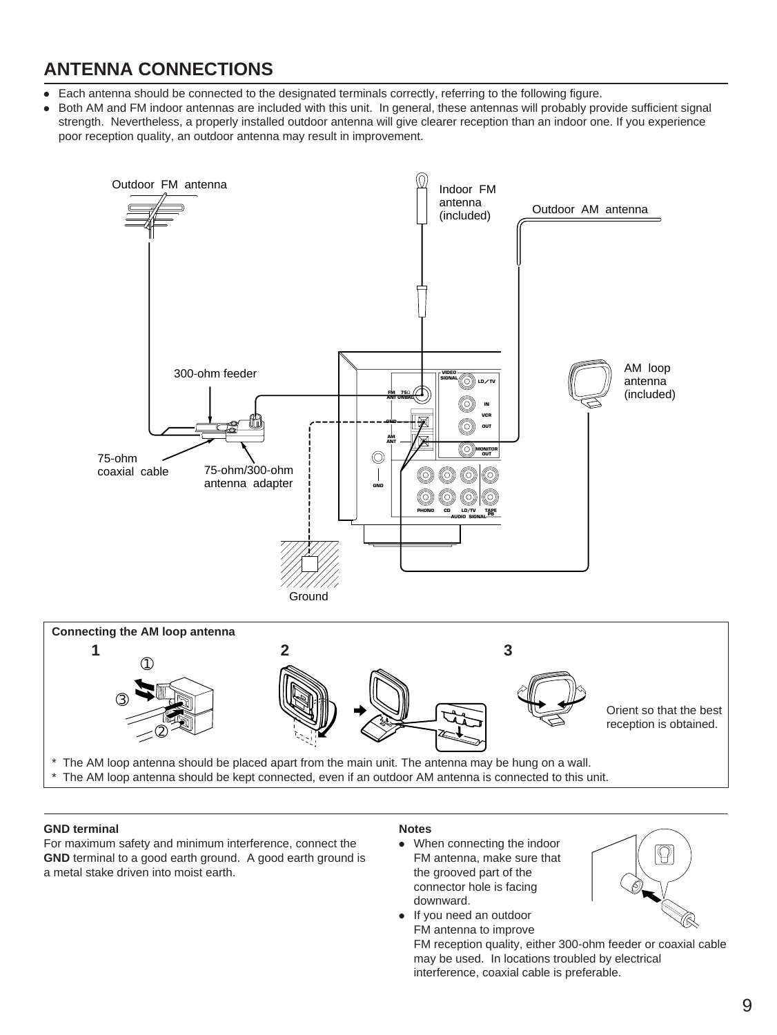## ANTENNA CONNECTIONS

- Each antenna should be connected to the designated terminals correctly, referring to the following figure.
- Both AM and FM indoor antennas are included with this unit. In general, these antennas will probably provide sufficient signal strength. Nevertheless, a properly installed outdoor antenna will give clearer reception than an indoor one. If you experience poor reception quality, an outdoor antenna may result in improvement.

Outdoor FM antenna

Indoor FM antenna (included)

Outdoor AM antenna

300-ohm feeder

AM loop antenna (included)

75-ohm coaxial cable

75-ohm/300-ohm antenna adapter

Ground

**Connecting the AM loop antenna**

1 2 3

Orient so that the best reception is obtained.

\* The AM loop antenna should be placed apart from the main unit. The antenna may be hung on a wall.

\* The AM loop antenna should be kept connected, even if an outdoor AM antenna is connected to this unit.

**GND terminal**

For maximum safety and minimum interference, connect the **GND** terminal to a good earth ground. A good earth ground is a metal stake driven into moist earth.

**Notes**

- When connecting the indoor FM antenna, make sure that the grooved part of the connector hole is facing downward.
- If you need an outdoor FM antenna to improve FM reception quality, either 300-ohm feeder or coaxial cable may be used. In locations troubled by electrical interference, coaxial cable is preferable.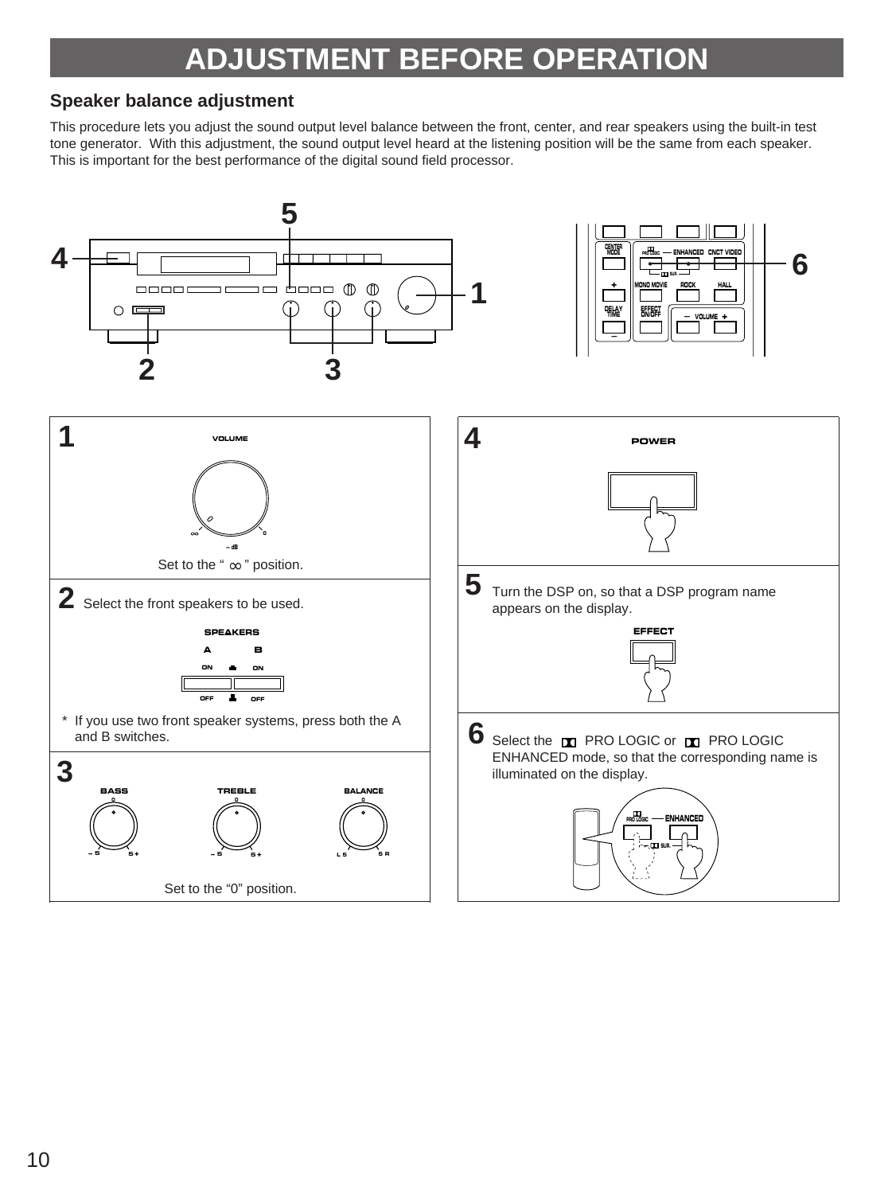# ADJUSTMENT BEFORE OPERATION

## Speaker balance adjustment

This procedure lets you adjust the sound output level balance between the front, center, and rear speakers using the built-in test tone generator. With this adjustment, the sound output level heard at the listening position will be the same from each speaker. This is important for the best performance of the digital sound field processor.

**1**

Set to the " ∞ " position.

**2** Select the front speakers to be used.

\* If you use two front speaker systems, press both the A and B switches.

**3**

Set to the "0" position.

**4**

**5** Turn the DSP on, so that a DSP program name appears on the display.

**6** Select the PRO LOGIC or PRO LOGIC ENHANCED mode, so that the corresponding name is illuminated on the display.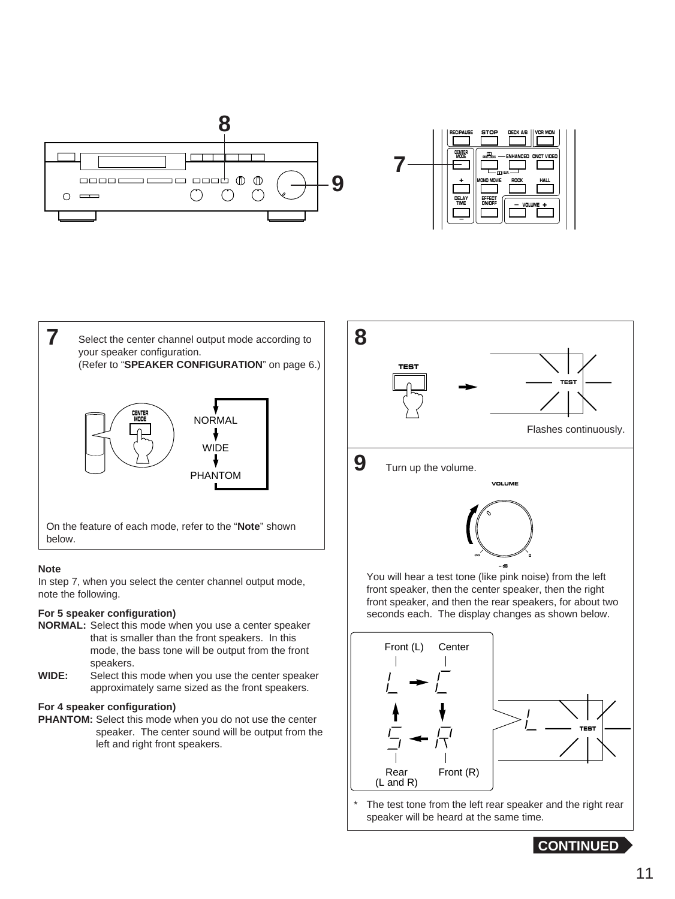**7** Select the center channel output mode according to your speaker configuration.
(Refer to "**SPEAKER CONFIGURATION**" on page 6.)

NORMAL → WIDE → PHANTOM

On the feature of each mode, refer to the "**Note**" shown below.

**Note**

In step 7, when you select the center channel output mode, note the following.

**For 5 speaker configuration)**

**NORMAL:** Select this mode when you use a center speaker that is smaller than the front speakers. In this mode, the bass tone will be output from the front speakers.

**WIDE:** Select this mode when you use the center speaker approximately same sized as the front speakers.

**For 4 speaker configuration)**

**PHANTOM:** Select this mode when you do not use the center speaker. The center sound will be output from the left and right front speakers.

**8**

TEST

Flashes continuously.

**9** Turn up the volume.

You will hear a test tone (like pink noise) from the left front speaker, then the center speaker, then the right front speaker, and then the rear speakers, for about two seconds each. The display changes as shown below.

Front (L) → Center → Front (R) → Rear (L and R)

\* The test tone from the left rear speaker and the right rear speaker will be heard at the same time.

CONTINUED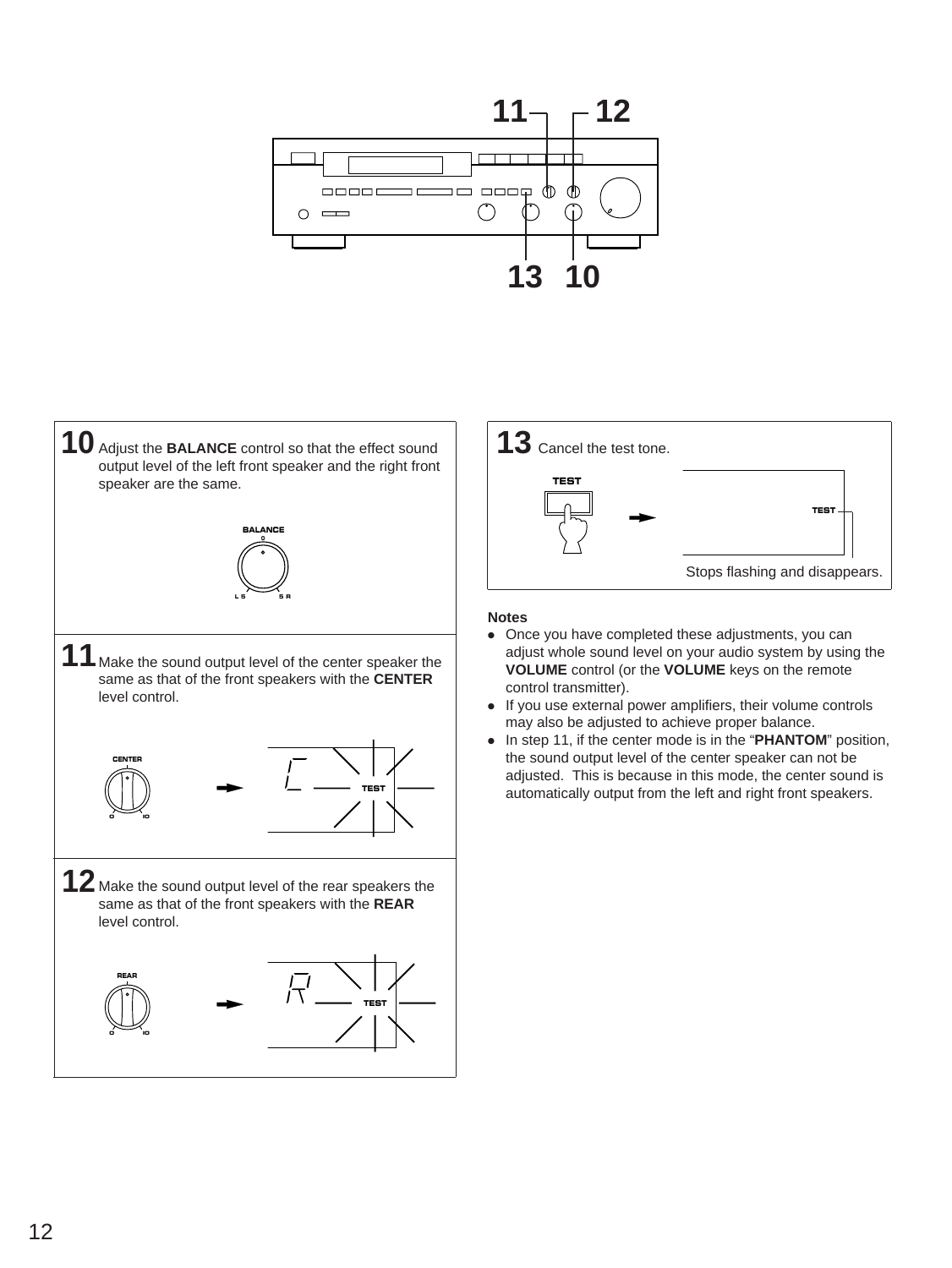**10** Adjust the **BALANCE** control so that the effect sound output level of the left front speaker and the right front speaker are the same.

**11** Make the sound output level of the center speaker the same as that of the front speakers with the **CENTER** level control.

**12** Make the sound output level of the rear speakers the same as that of the front speakers with the **REAR** level control.

**13** Cancel the test tone.

Stops flashing and disappears.

**Notes**

- Once you have completed these adjustments, you can adjust whole sound level on your audio system by using the **VOLUME** control (or the **VOLUME** keys on the remote control transmitter).
- If you use external power amplifiers, their volume controls may also be adjusted to achieve proper balance.
- In step 11, if the center mode is in the “**PHANTOM**” position, the sound output level of the center speaker can not be adjusted. This is because in this mode, the center sound is automatically output from the left and right front speakers.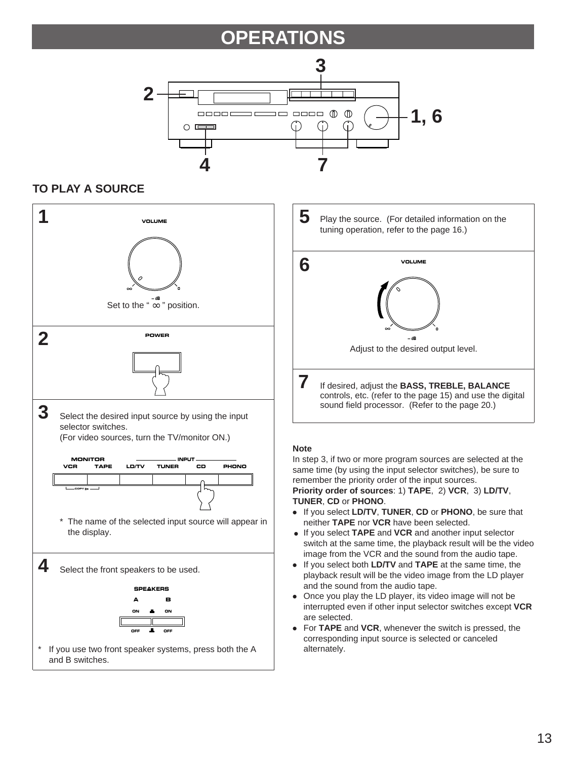# OPERATIONS

## TO PLAY A SOURCE

**1**

VOLUME

Set to the " ∞ " position.

**2**

POWER

**3** Select the desired input source by using the input selector switches.
(For video sources, turn the TV/monitor ON.)

MONITOR — VCR, TAPE; INPUT — LD/TV, TUNER, CD, PHONO

* The name of the selected input source will appear in the display.

**4** Select the front speakers to be used.

SPEAKERS A B

* If you use two front speaker systems, press both the A and B switches.

**5** Play the source. (For detailed information on the tuning operation, refer to the page 16.)

**6**

VOLUME

Adjust to the desired output level.

**7** If desired, adjust the **BASS, TREBLE, BALANCE** controls, etc. (refer to the page 15) and use the digital sound field processor. (Refer to the page 20.)

**Note**

In step 3, if two or more program sources are selected at the same time (by using the input selector switches), be sure to remember the priority order of the input sources.

**Priority order of sources**: 1) **TAPE**, 2) **VCR**, 3) **LD/TV**, **TUNER**, **CD** or **PHONO**.

- If you select **LD/TV**, **TUNER**, **CD** or **PHONO**, be sure that neither **TAPE** nor **VCR** have been selected.
- If you select **TAPE** and **VCR** and another input selector switch at the same time, the playback result will be the video image from the VCR and the sound from the audio tape.
- If you select both **LD/TV** and **TAPE** at the same time, the playback result will be the video image from the LD player and the sound from the audio tape.
- Once you play the LD player, its video image will not be interrupted even if other input selector switches except **VCR** are selected.
- For **TAPE** and **VCR**, whenever the switch is pressed, the corresponding input source is selected or canceled alternately.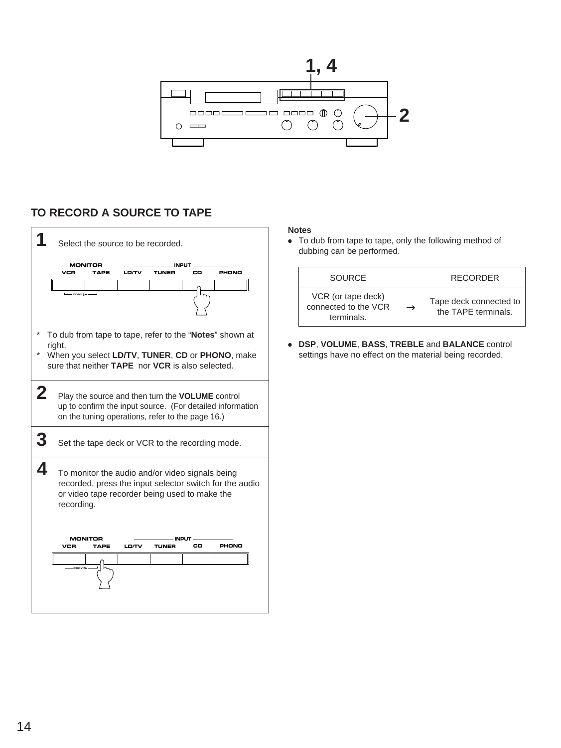## TO RECORD A SOURCE TO TAPE

**1** Select the source to be recorded.

MONITOR: VCR, TAPE — INPUT: LD/TV, TUNER, CD, PHONO — COPY ▷

* To dub from tape to tape, refer to the "**Notes**" shown at right.
* When you select **LD/TV**, **TUNER**, **CD** or **PHONO**, make sure that neither **TAPE** nor **VCR** is also selected.

**2** Play the source and then turn the **VOLUME** control up to confirm the input source. (For detailed information on the tuning operations, refer to the page 16.)

**3** Set the tape deck or VCR to the recording mode.

**4** To monitor the audio and/or video signals being recorded, press the input selector switch for the audio or video tape recorder being used to make the recording.

MONITOR: VCR, TAPE — INPUT: LD/TV, TUNER, CD, PHONO — COPY ▷

**Notes**

- To dub from tape to tape, only the following method of dubbing can be performed.

| SOURCE | | RECORDER |
|---|---|---|
| VCR (or tape deck) connected to the VCR terminals. | → | Tape deck connected to the TAPE terminals. |

- **DSP**, **VOLUME**, **BASS**, **TREBLE** and **BALANCE** control settings have no effect on the material being recorded.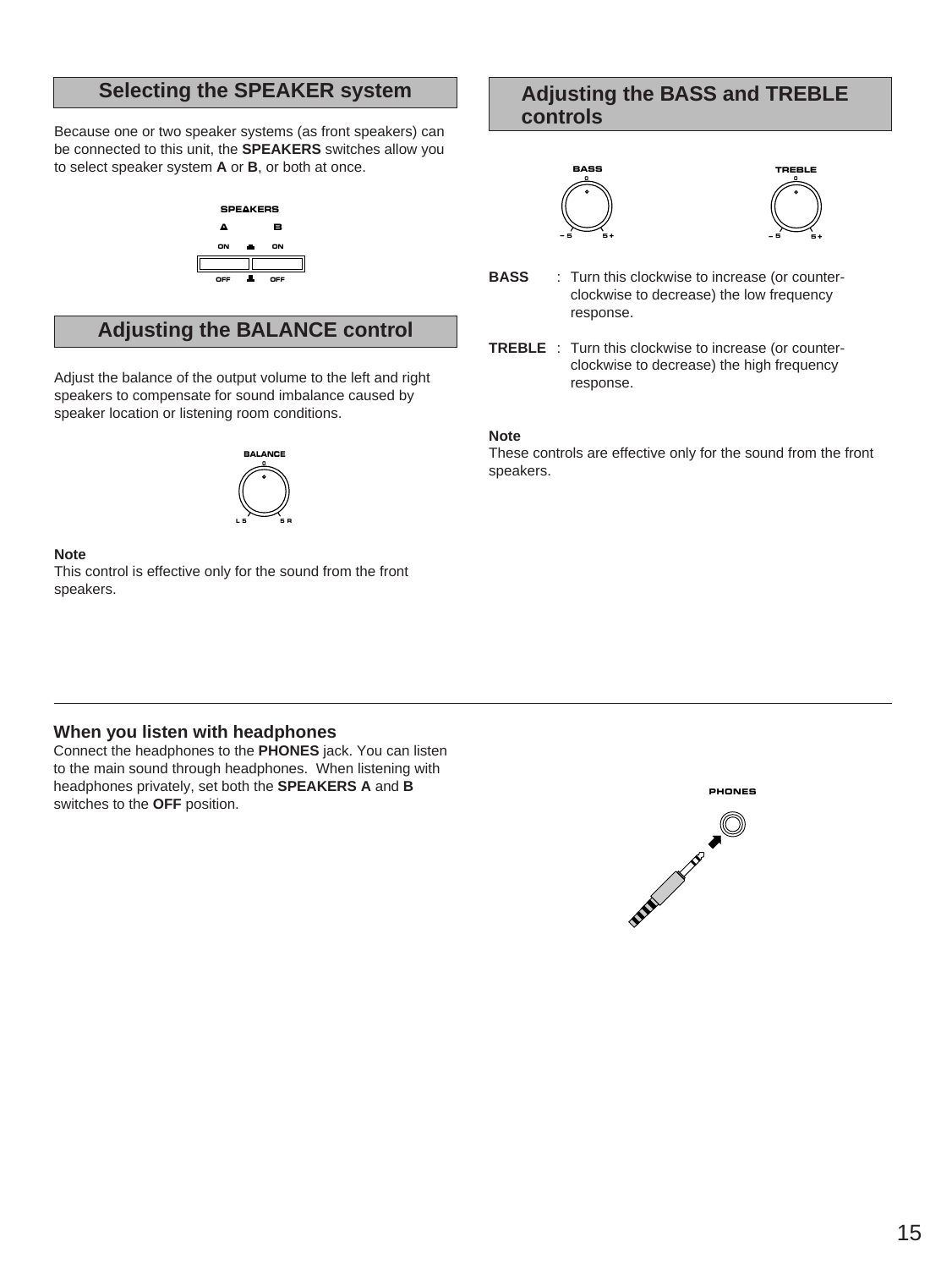## Selecting the SPEAKER system

Because one or two speaker systems (as front speakers) can be connected to this unit, the **SPEAKERS** switches allow you to select speaker system **A** or **B**, or both at once.

## Adjusting the BALANCE control

Adjust the balance of the output volume to the left and right speakers to compensate for sound imbalance caused by speaker location or listening room conditions.

**Note**
This control is effective only for the sound from the front speakers.

## Adjusting the BASS and TREBLE controls

**BASS** : Turn this clockwise to increase (or counter-clockwise to decrease) the low frequency response.

**TREBLE** : Turn this clockwise to increase (or counter-clockwise to decrease) the high frequency response.

**Note**
These controls are effective only for the sound from the front speakers.

### When you listen with headphones

Connect the headphones to the **PHONES** jack. You can listen to the main sound through headphones. When listening with headphones privately, set both the **SPEAKERS A** and **B** switches to the **OFF** position.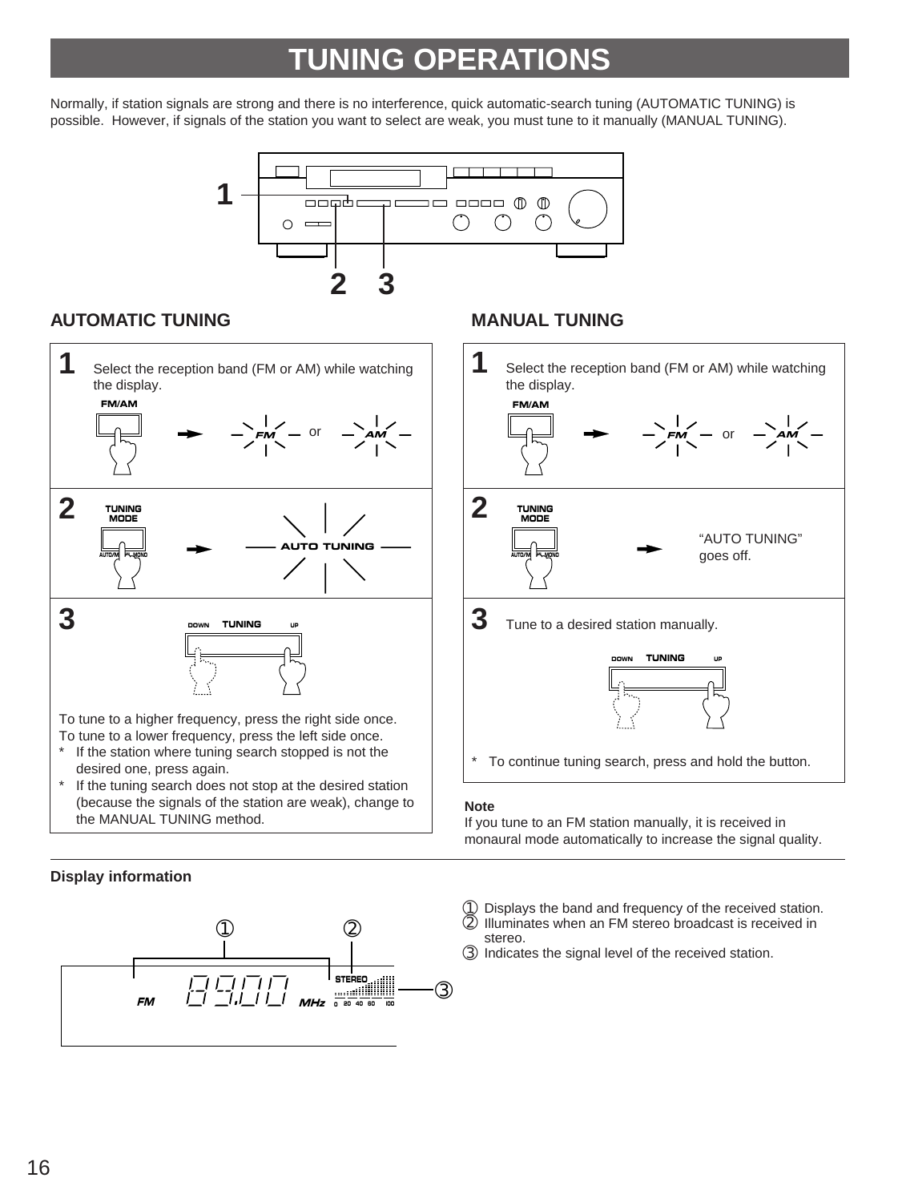# TUNING OPERATIONS

Normally, if station signals are strong and there is no interference, quick automatic-search tuning (AUTOMATIC TUNING) is possible. However, if signals of the station you want to select are weak, you must tune to it manually (MANUAL TUNING).

## AUTOMATIC TUNING

**1** Select the reception band (FM or AM) while watching the display.

FM/AM → FM or AM

**2** TUNING MODE → AUTO TUNING

**3** DOWN TUNING UP

To tune to a higher frequency, press the right side once.
To tune to a lower frequency, press the left side once.

- * If the station where tuning search stopped is not the desired one, press again.
- * If the tuning search does not stop at the desired station (because the signals of the station are weak), change to the MANUAL TUNING method.

## MANUAL TUNING

**1** Select the reception band (FM or AM) while watching the display.

FM/AM → FM or AM

**2** TUNING MODE → "AUTO TUNING" goes off.

**3** Tune to a desired station manually.

DOWN TUNING UP

- * To continue tuning search, press and hold the button.

**Note**
If you tune to an FM station manually, it is received in monaural mode automatically to increase the signal quality.

### Display information

FM 89.00 MHz STEREO

① Displays the band and frequency of the received station.
② Illuminates when an FM stereo broadcast is received in stereo.
③ Indicates the signal level of the received station.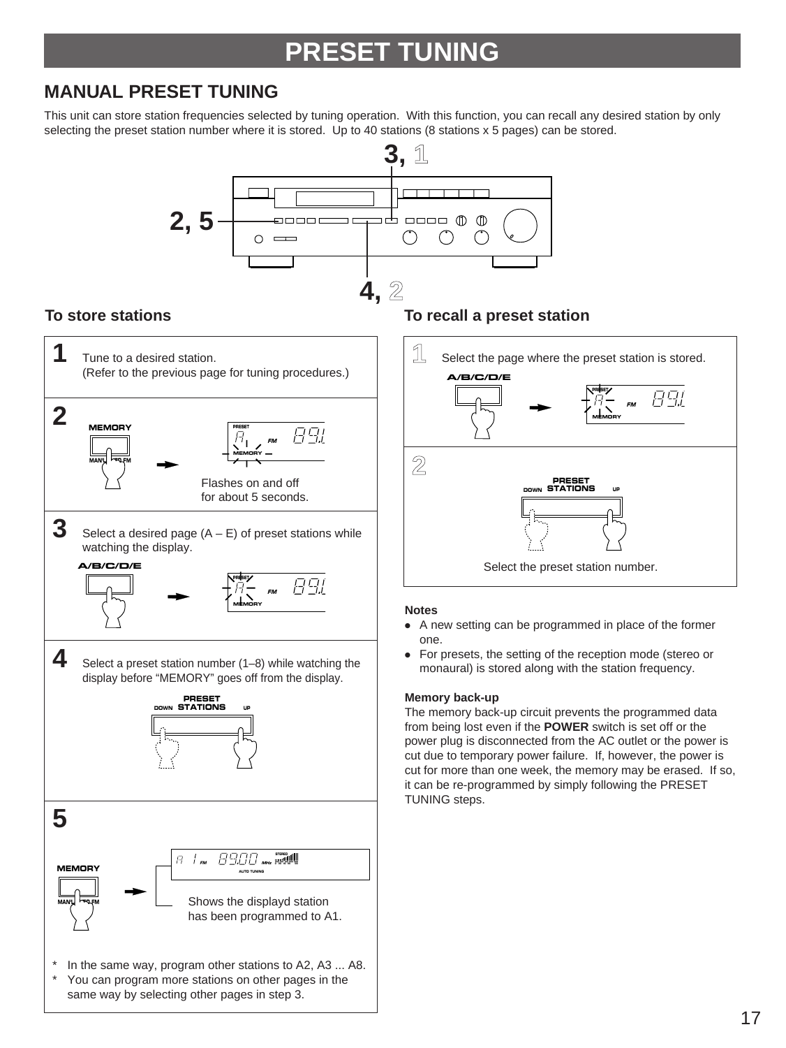# PRESET TUNING

## MANUAL PRESET TUNING

This unit can store station frequencies selected by tuning operation. With this function, you can recall any desired station by only selecting the preset station number where it is stored. Up to 40 stations (8 stations x 5 pages) can be stored.

### To store stations

**1** Tune to a desired station.
(Refer to the previous page for tuning procedures.)

**2** MEMORY

Flashes on and off for about 5 seconds.

**3** Select a desired page (A – E) of preset stations while watching the display.

A/B/C/D/E

**4** Select a preset station number (1–8) while watching the display before "MEMORY" goes off from the display.

PRESET STATIONS (DOWN / UP)

**5** MEMORY

Shows the displayd station has been programmed to A1.

* In the same way, program other stations to A2, A3 ... A8.
* You can program more stations on other pages in the same way by selecting other pages in step 3.

### To recall a preset station

**1** Select the page where the preset station is stored.

A/B/C/D/E

**2** PRESET STATIONS (DOWN / UP)

Select the preset station number.

**Notes**

- A new setting can be programmed in place of the former one.
- For presets, the setting of the reception mode (stereo or monaural) is stored along with the station frequency.

**Memory back-up**

The memory back-up circuit prevents the programmed data from being lost even if the **POWER** switch is set off or the power plug is disconnected from the AC outlet or the power is cut due to temporary power failure. If, however, the power is cut for more than one week, the memory may be erased. If so, it can be re-programmed by simply following the PRESET TUNING steps.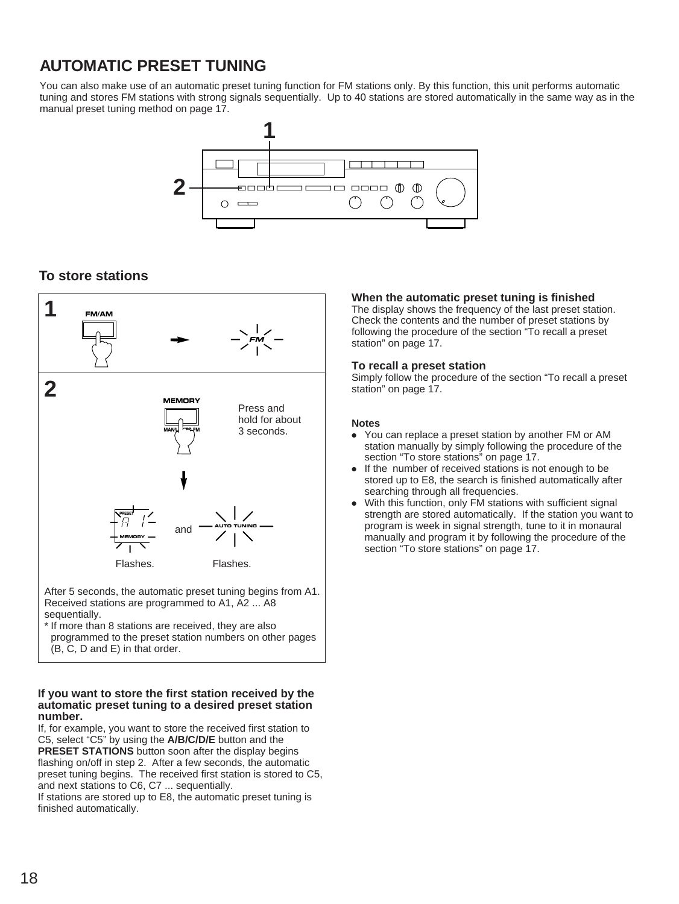# AUTOMATIC PRESET TUNING

You can also make use of an automatic preset tuning function for FM stations only. By this function, this unit performs automatic tuning and stores FM stations with strong signals sequentially. Up to 40 stations are stored automatically in the same way as in the manual preset tuning method on page 17.

## To store stations

**1** FM/AM → FM

**2** MEMORY — Press and hold for about 3 seconds.

PRESET A 1 MEMORY Flashes. and AUTO TUNING Flashes.

After 5 seconds, the automatic preset tuning begins from A1. Received stations are programmed to A1, A2 ... A8 sequentially.

* If more than 8 stations are received, they are also programmed to the preset station numbers on other pages (B, C, D and E) in that order.

**If you want to store the first station received by the automatic preset tuning to a desired preset station number.**

If, for example, you want to store the received first station to C5, select "C5" by using the **A/B/C/D/E** button and the **PRESET STATIONS** button soon after the display begins flashing on/off in step 2. After a few seconds, the automatic preset tuning begins. The received first station is stored to C5, and next stations to C6, C7 ... sequentially.

If stations are stored up to E8, the automatic preset tuning is finished automatically.

**When the automatic preset tuning is finished**

The display shows the frequency of the last preset station. Check the contents and the number of preset stations by following the procedure of the section "To recall a preset station" on page 17.

**To recall a preset station**

Simply follow the procedure of the section "To recall a preset station" on page 17.

**Notes**

- You can replace a preset station by another FM or AM station manually by simply following the procedure of the section "To store stations" on page 17.
- If the number of received stations is not enough to be stored up to E8, the search is finished automatically after searching through all frequencies.
- With this function, only FM stations with sufficient signal strength are stored automatically. If the station you want to program is week in signal strength, tune to it in monaural manually and program it by following the procedure of the section "To store stations" on page 17.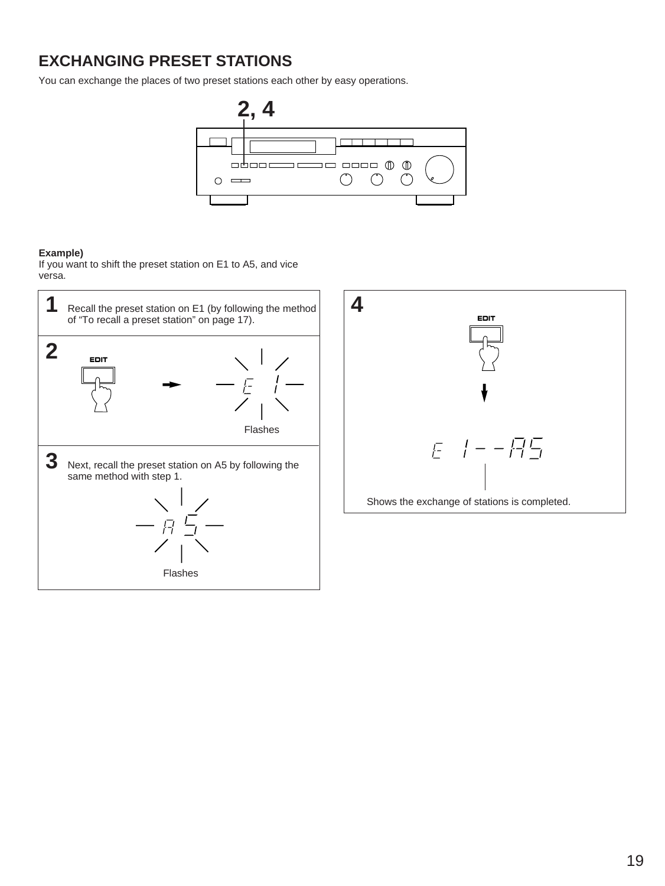## EXCHANGING PRESET STATIONS

You can exchange the places of two preset stations each other by easy operations.

2, 4

**Example)**
If you want to shift the preset station on E1 to A5, and vice versa.

**1** Recall the preset station on E1 (by following the method of "To recall a preset station" on page 17).

**2** EDIT → E 1

Flashes

**3** Next, recall the preset station on A5 by following the same method with step 1.

A 5

Flashes

**4** EDIT

E 1--A5

Shows the exchange of stations is completed.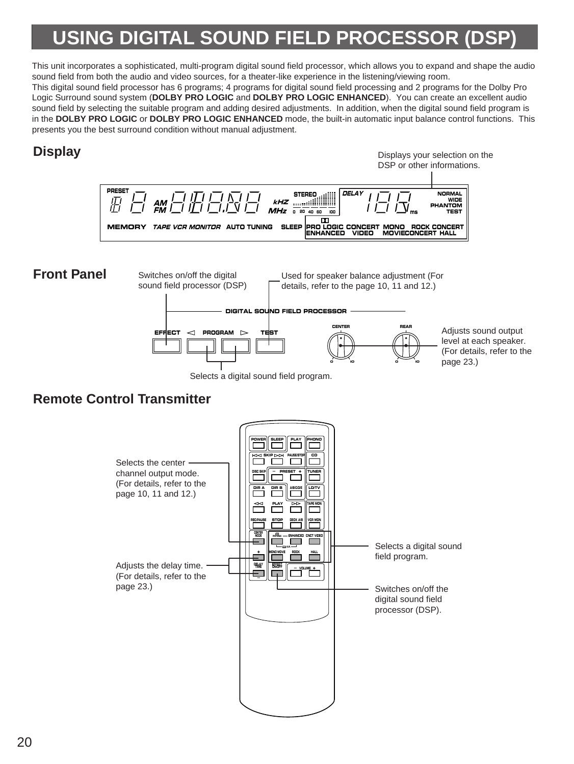# USING DIGITAL SOUND FIELD PROCESSOR (DSP)

This unit incorporates a sophisticated, multi-program digital sound field processor, which allows you to expand and shape the audio sound field from both the audio and video sources, for a theater-like experience in the listening/viewing room.
This digital sound field processor has 6 programs; 4 programs for digital sound field processing and 2 programs for the Dolby Pro Logic Surround sound system (**DOLBY PRO LOGIC** and **DOLBY PRO LOGIC ENHANCED**). You can create an excellent audio sound field by selecting the suitable program and adding desired adjustments. In addition, when the digital sound field program is in the **DOLBY PRO LOGIC** or **DOLBY PRO LOGIC ENHANCED** mode, the built-in automatic input balance control functions. This presents you the best surround condition without manual adjustment.

## Display

Displays your selection on the DSP or other informations.

## Front Panel

Switches on/off the digital sound field processor (DSP)

Used for speaker balance adjustment (For details, refer to the page 10, 11 and 12.)

Adjusts sound output level at each speaker. (For details, refer to the page 23.)

Selects a digital sound field program.

## Remote Control Transmitter

Selects the center channel output mode. (For details, refer to the page 10, 11 and 12.)

Adjusts the delay time. (For details, refer to the page 23.)

Selects a digital sound field program.

Switches on/off the digital sound field processor (DSP).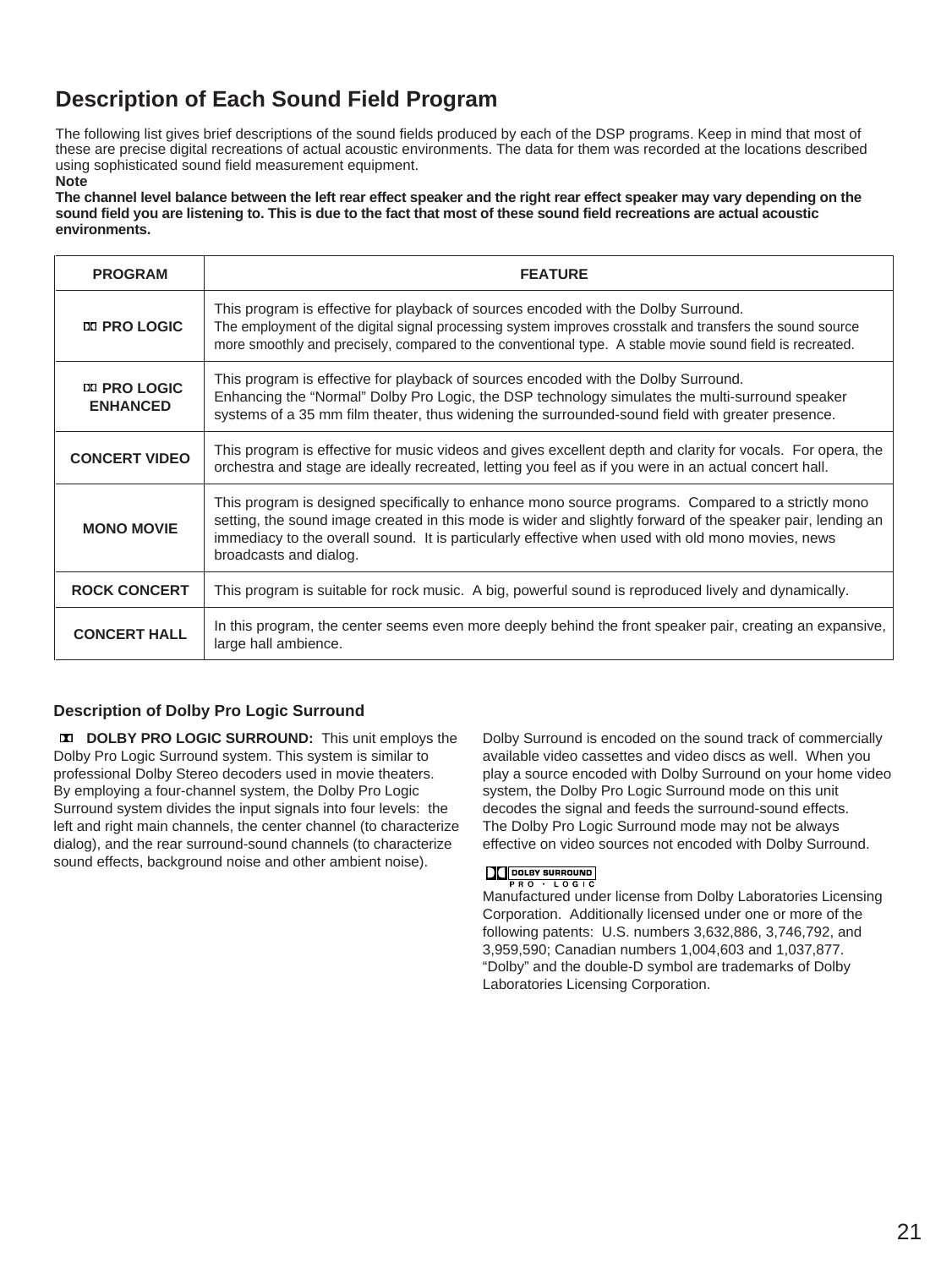## Description of Each Sound Field Program

The following list gives brief descriptions of the sound fields produced by each of the DSP programs. Keep in mind that most of these are precise digital recreations of actual acoustic environments. The data for them was recorded at the locations described using sophisticated sound field measurement equipment.

**Note**

**The channel level balance between the left rear effect speaker and the right rear effect speaker may vary depending on the sound field you are listening to. This is due to the fact that most of these sound field recreations are actual acoustic environments.**

| PROGRAM | FEATURE |
|---|---|
| **PRO LOGIC** | This program is effective for playback of sources encoded with the Dolby Surround. The employment of the digital signal processing system improves crosstalk and transfers the sound source more smoothly and precisely, compared to the conventional type. A stable movie sound field is recreated. |
| **PRO LOGIC ENHANCED** | This program is effective for playback of sources encoded with the Dolby Surround. Enhancing the "Normal" Dolby Pro Logic, the DSP technology simulates the multi-surround speaker systems of a 35 mm film theater, thus widening the surrounded-sound field with greater presence. |
| **CONCERT VIDEO** | This program is effective for music videos and gives excellent depth and clarity for vocals. For opera, the orchestra and stage are ideally recreated, letting you feel as if you were in an actual concert hall. |
| **MONO MOVIE** | This program is designed specifically to enhance mono source programs. Compared to a strictly mono setting, the sound image created in this mode is wider and slightly forward of the speaker pair, lending an immediacy to the overall sound. It is particularly effective when used with old mono movies, news broadcasts and dialog. |
| **ROCK CONCERT** | This program is suitable for rock music. A big, powerful sound is reproduced lively and dynamically. |
| **CONCERT HALL** | In this program, the center seems even more deeply behind the front speaker pair, creating an expansive, large hall ambience. |

### Description of Dolby Pro Logic Surround

**DOLBY PRO LOGIC SURROUND:** This unit employs the Dolby Pro Logic Surround system. This system is similar to professional Dolby Stereo decoders used in movie theaters. By employing a four-channel system, the Dolby Pro Logic Surround system divides the input signals into four levels: the left and right main channels, the center channel (to characterize dialog), and the rear surround-sound channels (to characterize sound effects, background noise and other ambient noise).

Dolby Surround is encoded on the sound track of commercially available video cassettes and video discs as well. When you play a source encoded with Dolby Surround on your home video system, the Dolby Pro Logic Surround mode on this unit decodes the signal and feeds the surround-sound effects. The Dolby Pro Logic Surround mode may not be always effective on video sources not encoded with Dolby Surround.

DOLBY SURROUND PRO · LOGIC

Manufactured under license from Dolby Laboratories Licensing Corporation. Additionally licensed under one or more of the following patents: U.S. numbers 3,632,886, 3,746,792, and 3,959,590; Canadian numbers 1,004,603 and 1,037,877. "Dolby" and the double-D symbol are trademarks of Dolby Laboratories Licensing Corporation.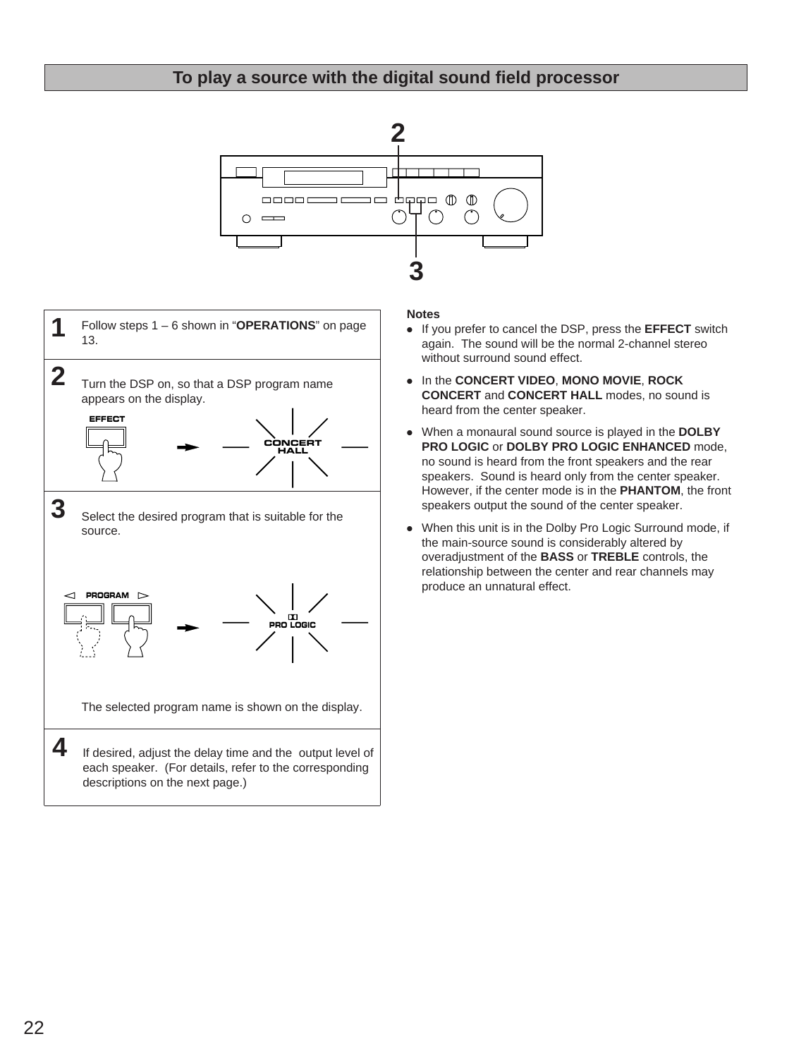## To play a source with the digital sound field processor

**1** Follow steps 1 – 6 shown in "**OPERATIONS**" on page 13.

**2** Turn the DSP on, so that a DSP program name appears on the display.

EFFECT → CONCERT HALL

**3** Select the desired program that is suitable for the source.

◁ PROGRAM ▷ → PRO LOGIC

The selected program name is shown on the display.

**4** If desired, adjust the delay time and the output level of each speaker. (For details, refer to the corresponding descriptions on the next page.)

**Notes**

- If you prefer to cancel the DSP, press the **EFFECT** switch again. The sound will be the normal 2-channel stereo without surround sound effect.
- In the **CONCERT VIDEO**, **MONO MOVIE**, **ROCK CONCERT** and **CONCERT HALL** modes, no sound is heard from the center speaker.
- When a monaural sound source is played in the **DOLBY PRO LOGIC** or **DOLBY PRO LOGIC ENHANCED** mode, no sound is heard from the front speakers and the rear speakers. Sound is heard only from the center speaker. However, if the center mode is in the **PHANTOM**, the front speakers output the sound of the center speaker.
- When this unit is in the Dolby Pro Logic Surround mode, if the main-source sound is considerably altered by overadjustment of the **BASS** or **TREBLE** controls, the relationship between the center and rear channels may produce an unnatural effect.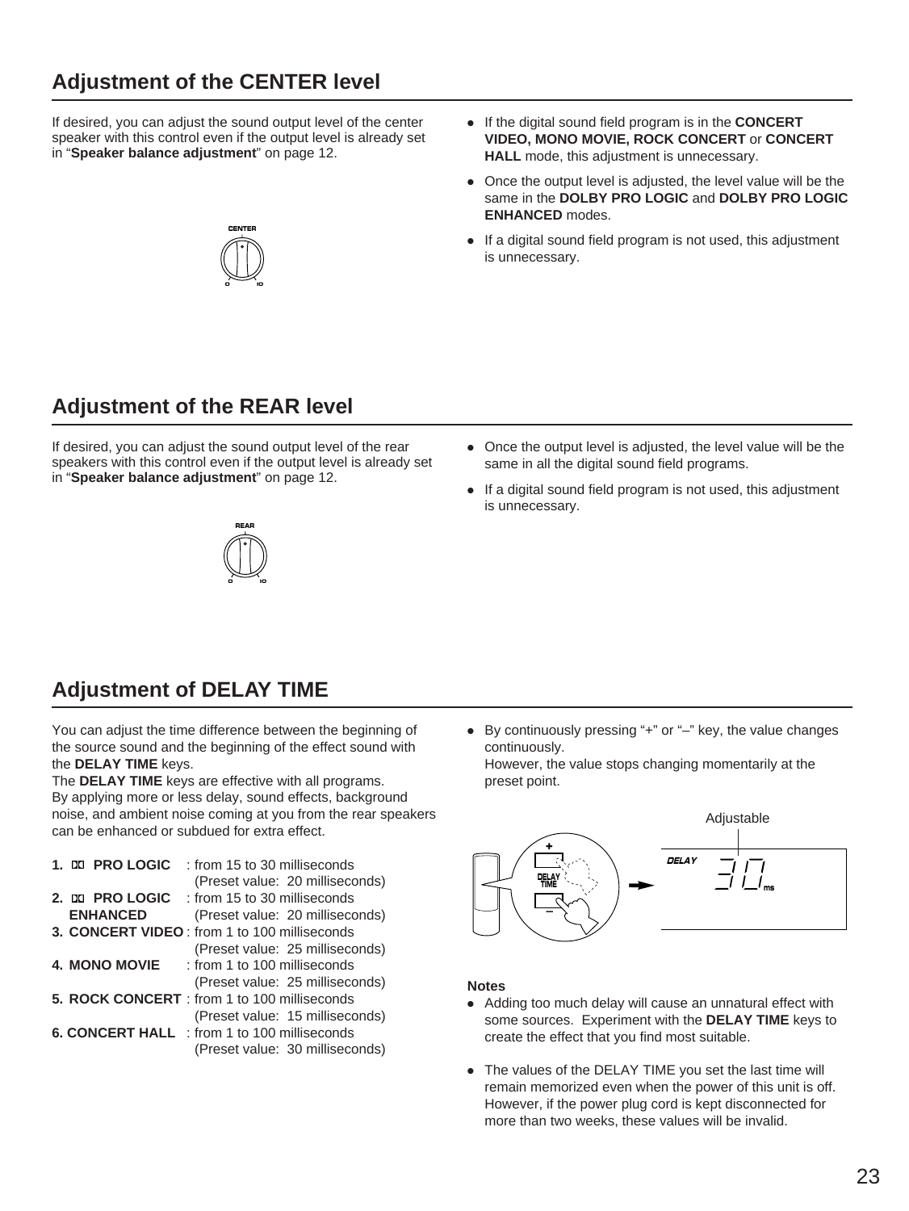## Adjustment of the CENTER level

If desired, you can adjust the sound output level of the center speaker with this control even if the output level is already set in "**Speaker balance adjustment**" on page 12.

- If the digital sound field program is in the **CONCERT VIDEO, MONO MOVIE, ROCK CONCERT** or **CONCERT HALL** mode, this adjustment is unnecessary.
- Once the output level is adjusted, the level value will be the same in the **DOLBY PRO LOGIC** and **DOLBY PRO LOGIC ENHANCED** modes.
- If a digital sound field program is not used, this adjustment is unnecessary.

## Adjustment of the REAR level

If desired, you can adjust the sound output level of the rear speakers with this control even if the output level is already set in "**Speaker balance adjustment**" on page 12.

- Once the output level is adjusted, the level value will be the same in all the digital sound field programs.
- If a digital sound field program is not used, this adjustment is unnecessary.

## Adjustment of DELAY TIME

You can adjust the time difference between the beginning of the source sound and the beginning of the effect sound with the **DELAY TIME** keys.
The **DELAY TIME** keys are effective with all programs.
By applying more or less delay, sound effects, background noise, and ambient noise coming at you from the rear speakers can be enhanced or subdued for extra effect.

1. **PRO LOGIC** : from 15 to 30 milliseconds (Preset value: 20 milliseconds)
2. **PRO LOGIC ENHANCED** : from 15 to 30 milliseconds (Preset value: 20 milliseconds)
3. **CONCERT VIDEO** : from 1 to 100 milliseconds (Preset value: 25 milliseconds)
4. **MONO MOVIE** : from 1 to 100 milliseconds (Preset value: 25 milliseconds)
5. **ROCK CONCERT** : from 1 to 100 milliseconds (Preset value: 15 milliseconds)
6. **CONCERT HALL** : from 1 to 100 milliseconds (Preset value: 30 milliseconds)

- By continuously pressing "+" or "–" key, the value changes continuously.
  However, the value stops changing momentarily at the preset point.

Adjustable

**Notes**

- Adding too much delay will cause an unnatural effect with some sources. Experiment with the **DELAY TIME** keys to create the effect that you find most suitable.
- The values of the DELAY TIME you set the last time will remain memorized even when the power of this unit is off. However, if the power plug cord is kept disconnected for more than two weeks, these values will be invalid.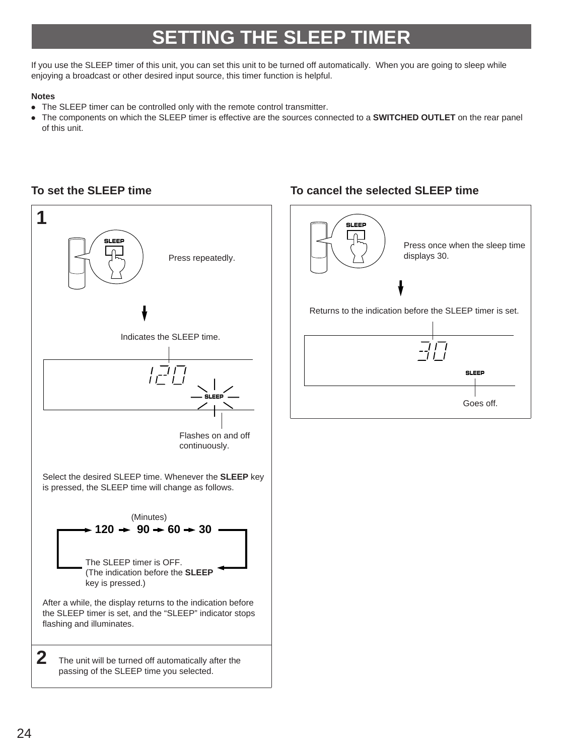# SETTING THE SLEEP TIMER

If you use the SLEEP timer of this unit, you can set this unit to be turned off automatically. When you are going to sleep while enjoying a broadcast or other desired input source, this timer function is helpful.

**Notes**

- The SLEEP timer can be controlled only with the remote control transmitter.
- The components on which the SLEEP timer is effective are the sources connected to a **SWITCHED OUTLET** on the rear panel of this unit.

## To set the SLEEP time

**1**

SLEEP

Press repeatedly.

Indicates the SLEEP time.

120

SLEEP

Flashes on and off continuously.

Select the desired SLEEP time. Whenever the **SLEEP** key is pressed, the SLEEP time will change as follows.

(Minutes)

**120 → 90 → 60 → 30**

The SLEEP timer is OFF.
(The indication before the **SLEEP** key is pressed.)

After a while, the display returns to the indication before the SLEEP timer is set, and the "SLEEP" indicator stops flashing and illuminates.

**2** The unit will be turned off automatically after the passing of the SLEEP time you selected.

## To cancel the selected SLEEP time

SLEEP

Press once when the sleep time displays 30.

Returns to the indication before the SLEEP timer is set.

-30

SLEEP

Goes off.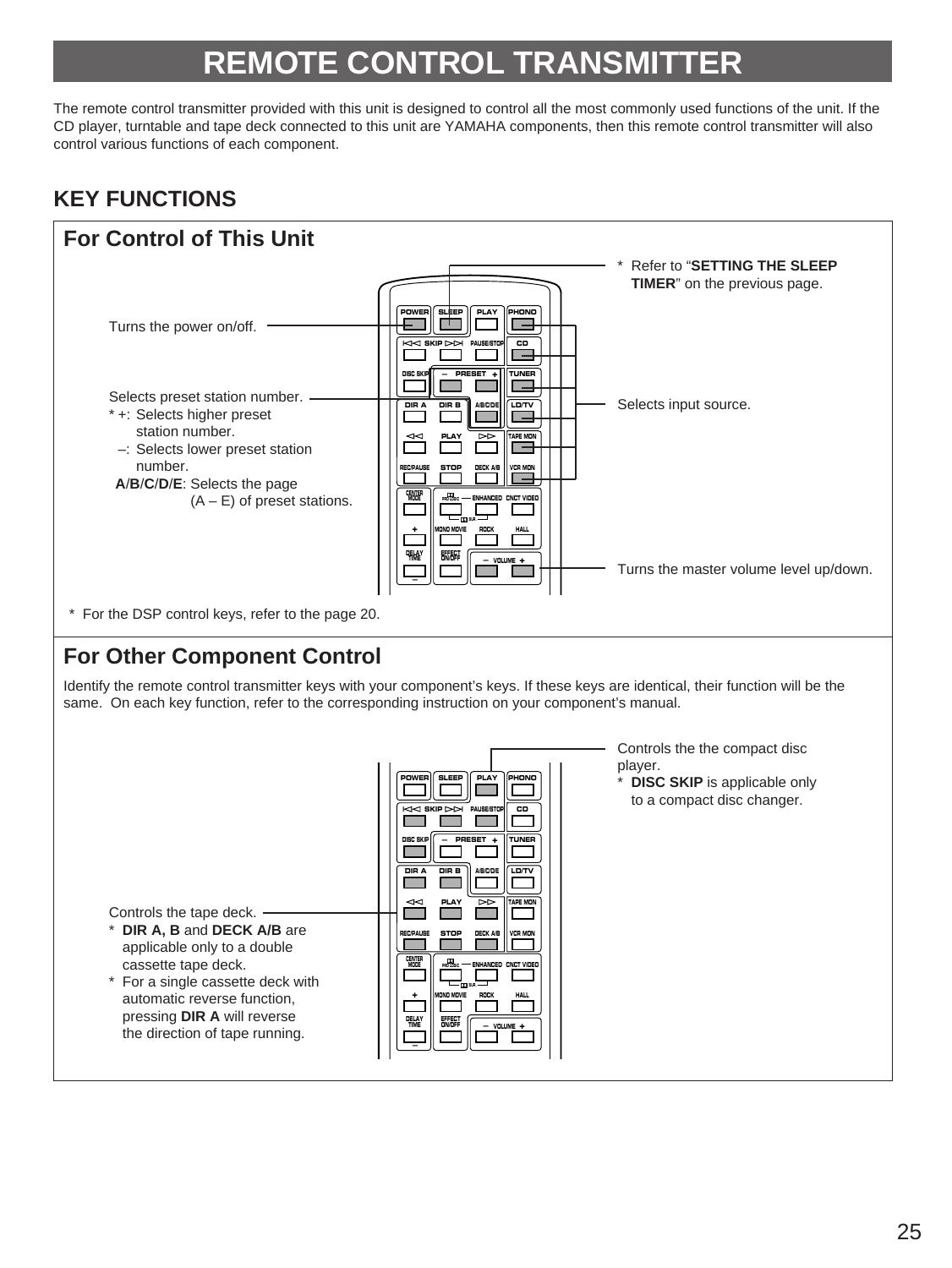# REMOTE CONTROL TRANSMITTER

The remote control transmitter provided with this unit is designed to control all the most commonly used functions of the unit. If the CD player, turntable and tape deck connected to this unit are YAMAHA components, then this remote control transmitter will also control various functions of each component.

## KEY FUNCTIONS

### For Control of This Unit

* Refer to "**SETTING THE SLEEP TIMER**" on the previous page.

Turns the power on/off.

Selects preset station number.
* +: Selects higher preset station number.
  –: Selects lower preset station number.
  **A**/**B**/**C**/**D**/**E**: Selects the page (A – E) of preset stations.

Selects input source.

Turns the master volume level up/down.

* For the DSP control keys, refer to the page 20.

### For Other Component Control

Identify the remote control transmitter keys with your component's keys. If these keys are identical, their function will be the same. On each key function, refer to the corresponding instruction on your component's manual.

Controls the the compact disc player.
* **DISC SKIP** is applicable only to a compact disc changer.

Controls the tape deck.
* **DIR A, B** and **DECK A/B** are applicable only to a double cassette tape deck.
* For a single cassette deck with automatic reverse function, pressing **DIR A** will reverse the direction of tape running.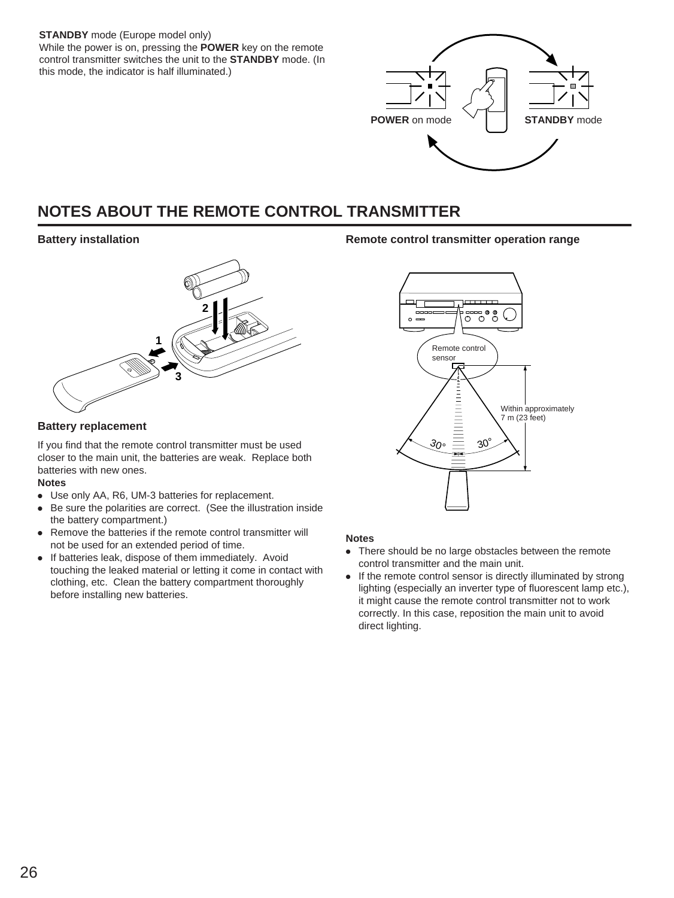**STANDBY** mode (Europe model only)
While the power is on, pressing the **POWER** key on the remote control transmitter switches the unit to the **STANDBY** mode. (In this mode, the indicator is half illuminated.)

## NOTES ABOUT THE REMOTE CONTROL TRANSMITTER

### Battery installation

### Battery replacement

If you find that the remote control transmitter must be used closer to the main unit, the batteries are weak. Replace both batteries with new ones.

**Notes**

- Use only AA, R6, UM-3 batteries for replacement.
- Be sure the polarities are correct. (See the illustration inside the battery compartment.)
- Remove the batteries if the remote control transmitter will not be used for an extended period of time.
- If batteries leak, dispose of them immediately. Avoid touching the leaked material or letting it come in contact with clothing, etc. Clean the battery compartment thoroughly before installing new batteries.

### Remote control transmitter operation range

**Notes**

- There should be no large obstacles between the remote control transmitter and the main unit.
- If the remote control sensor is directly illuminated by strong lighting (especially an inverter type of fluorescent lamp etc.), it might cause the remote control transmitter not to work correctly. In this case, reposition the main unit to avoid direct lighting.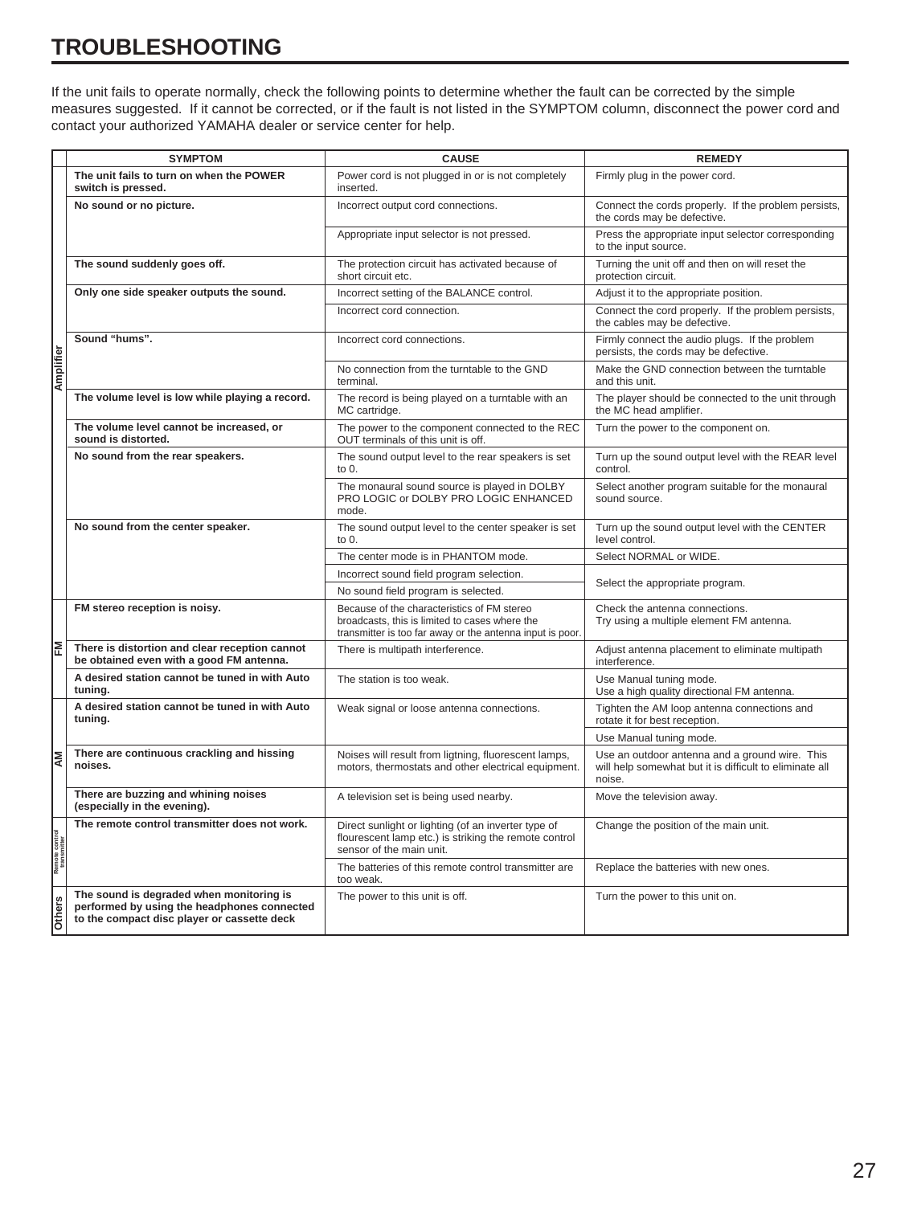# TROUBLESHOOTING

If the unit fails to operate normally, check the following points to determine whether the fault can be corrected by the simple measures suggested. If it cannot be corrected, or if the fault is not listed in the SYMPTOM column, disconnect the power cord and contact your authorized YAMAHA dealer or service center for help.

| | SYMPTOM | CAUSE | REMEDY |
|---|---|---|---|
| Amplifier | **The unit fails to turn on when the POWER switch is pressed.** | Power cord is not plugged in or is not completely inserted. | Firmly plug in the power cord. |
| | **No sound or no picture.** | Incorrect output cord connections. | Connect the cords properly. If the problem persists, the cords may be defective. |
| | | Appropriate input selector is not pressed. | Press the appropriate input selector corresponding to the input source. |
| | **The sound suddenly goes off.** | The protection circuit has activated because of short circuit etc. | Turning the unit off and then on will reset the protection circuit. |
| | **Only one side speaker outputs the sound.** | Incorrect setting of the BALANCE control. | Adjust it to the appropriate position. |
| | | Incorrect cord connection. | Connect the cord properly. If the problem persists, the cables may be defective. |
| | **Sound "hums".** | Incorrect cord connections. | Firmly connect the audio plugs. If the problem persists, the cords may be defective. |
| | | No connection from the turntable to the GND terminal. | Make the GND connection between the turntable and this unit. |
| | **The volume level is low while playing a record.** | The record is being played on a turntable with an MC cartridge. | The player should be connected to the unit through the MC head amplifier. |
| | **The volume level cannot be increased, or sound is distorted.** | The power to the component connected to the REC OUT terminals of this unit is off. | Turn the power to the component on. |
| | **No sound from the rear speakers.** | The sound output level to the rear speakers is set to 0. | Turn up the sound output level with the REAR level control. |
| | | The monaural sound source is played in DOLBY PRO LOGIC or DOLBY PRO LOGIC ENHANCED mode. | Select another program suitable for the monaural sound source. |
| | **No sound from the center speaker.** | The sound output level to the center speaker is set to 0. | Turn up the sound output level with the CENTER level control. |
| | | The center mode is in PHANTOM mode. | Select NORMAL or WIDE. |
| | | Incorrect sound field program selection. | Select the appropriate program. |
| | | No sound field program is selected. | |
| FM | **FM stereo reception is noisy.** | Because of the characteristics of FM stereo broadcasts, this is limited to cases where the transmitter is too far away or the antenna input is poor. | Check the antenna connections.<br>Try using a multiple element FM antenna. |
| | **There is distortion and clear reception cannot be obtained even with a good FM antenna.** | There is multipath interference. | Adjust antenna placement to eliminate multipath interference. |
| | **A desired station cannot be tuned in with Auto tuning.** | The station is too weak. | Use Manual tuning mode.<br>Use a high quality directional FM antenna. |
| AM | **A desired station cannot be tuned in with Auto tuning.** | Weak signal or loose antenna connections. | Tighten the AM loop antenna connections and rotate it for best reception. |
| | | | Use Manual tuning mode. |
| | **There are continuous crackling and hissing noises.** | Noises will result from ligtning, fluorescent lamps, motors, thermostats and other electrical equipment. | Use an outdoor antenna and a ground wire. This will help somewhat but it is difficult to eliminate all noise. |
| | **There are buzzing and whining noises (especially in the evening).** | A television set is being used nearby. | Move the television away. |
| Remote control transmitter | **The remote control transmitter does not work.** | Direct sunlight or lighting (of an inverter type of flourescent lamp etc.) is striking the remote control sensor of the main unit. | Change the position of the main unit. |
| | | The batteries of this remote control transmitter are too weak. | Replace the batteries with new ones. |
| Others | **The sound is degraded when monitoring is performed by using the headphones connected to the compact disc player or cassette deck** | The power to this unit is off. | Turn the power to this unit on. |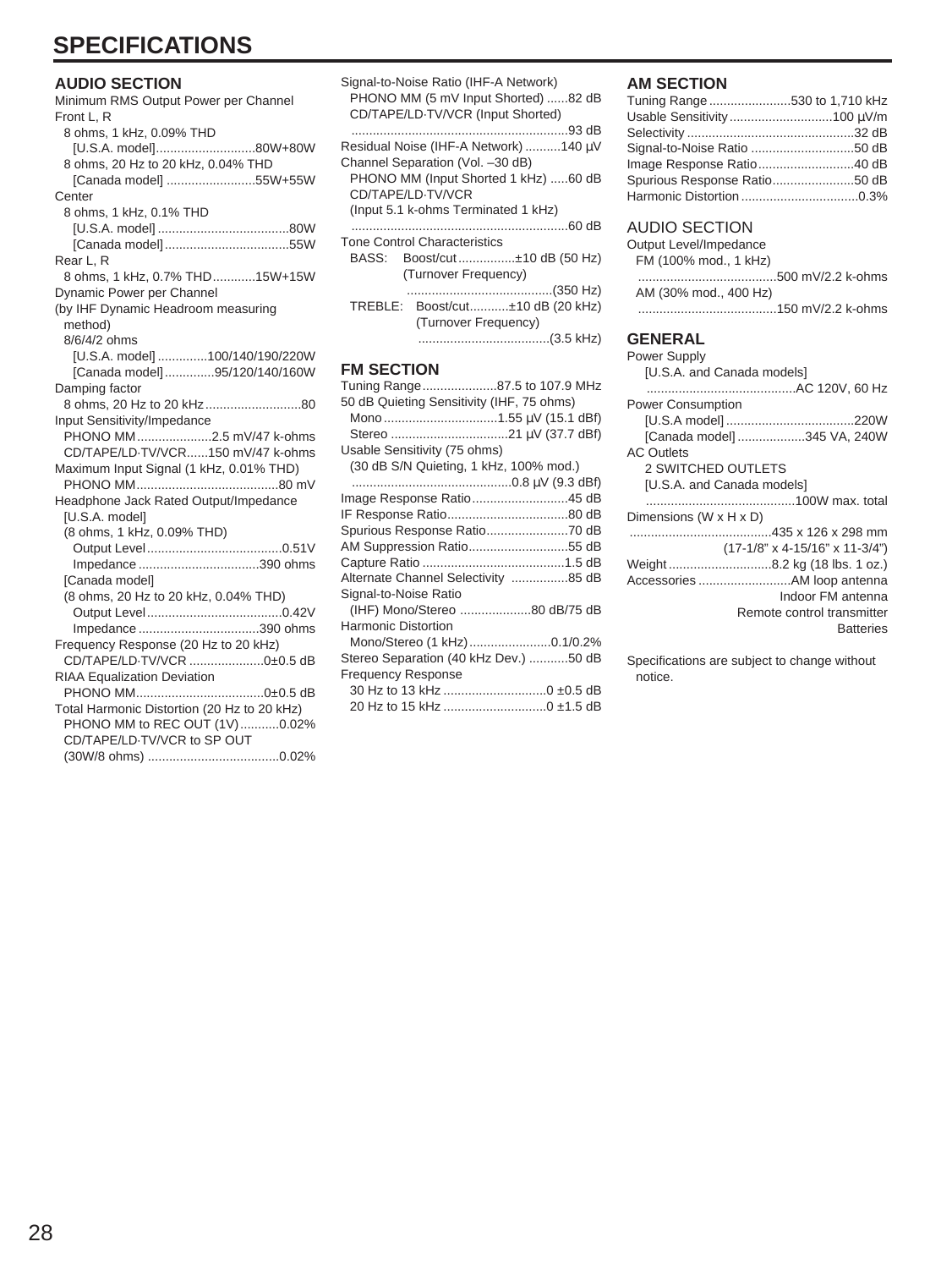# SPECIFICATIONS

## AUDIO SECTION

Minimum RMS Output Power per Channel

Front L, R
- 8 ohms, 1 kHz, 0.09% THD
  - [U.S.A. model] ............................80W+80W
- 8 ohms, 20 Hz to 20 kHz, 0.04% THD
  - [Canada model] .........................55W+55W

Center
- 8 ohms, 1 kHz, 0.1% THD
  - [U.S.A. model] ....................................80W
  - [Canada model] ..................................55W

Rear L, R
- 8 ohms, 1 kHz, 0.7% THD............15W+15W

Dynamic Power per Channel
(by IHF Dynamic Headroom measuring method)
- 8/6/4/2 ohms
  - [U.S.A. model] ..............100/140/190/220W
  - [Canada model] ..............95/120/140/160W

Damping factor
- 8 ohms, 20 Hz to 20 kHz...........................80

Input Sensitivity/Impedance
- PHONO MM.....................2.5 mV/47 k-ohms
- CD/TAPE/LD·TV/VCR......150 mV/47 k-ohms

Maximum Input Signal (1 kHz, 0.01% THD)
- PHONO MM........................................80 mV

Headphone Jack Rated Output/Impedance
- [U.S.A. model]
- (8 ohms, 1 kHz, 0.09% THD)
  - Output Level......................................0.51V
  - Impedance ..................................390 ohms
- [Canada model]
- (8 ohms, 20 Hz to 20 kHz, 0.04% THD)
  - Output Level......................................0.42V
  - Impedance ..................................390 ohms

Frequency Response (20 Hz to 20 kHz)
- CD/TAPE/LD·TV/VCR .....................0±0.5 dB

RIAA Equalization Deviation
- PHONO MM....................................0±0.5 dB

Total Harmonic Distortion (20 Hz to 20 kHz)
- PHONO MM to REC OUT (1V)...........0.02%
- CD/TAPE/LD·TV/VCR to SP OUT (30W/8 ohms) .....................................0.02%

Signal-to-Noise Ratio (IHF-A Network)
- PHONO MM (5 mV Input Shorted) ......82 dB
- CD/TAPE/LD·TV/VCR (Input Shorted) .............................................................93 dB

Residual Noise (IHF-A Network) ..........140 µV

Channel Separation (Vol. –30 dB)
- PHONO MM (Input Shorted 1 kHz) .....60 dB
- CD/TAPE/LD·TV/VCR (Input 5.1 k-ohms Terminated 1 kHz) .............................................................60 dB

Tone Control Characteristics
- BASS: Boost/cut................±10 dB (50 Hz)
  - (Turnover Frequency) .........................................(350 Hz)
- TREBLE: Boost/cut...........±10 dB (20 kHz)
  - (Turnover Frequency) .....................................(3.5 kHz)

## FM SECTION

Tuning Range.....................87.5 to 107.9 MHz

50 dB Quieting Sensitivity (IHF, 75 ohms)
- Mono ................................1.55 µV (15.1 dBf)
- Stereo .................................21 µV (37.7 dBf)

Usable Sensitivity (75 ohms)
- (30 dB S/N Quieting, 1 kHz, 100% mod.) .............................................0.8 µV (9.3 dBf)

Image Response Ratio...........................45 dB

IF Response Ratio..................................80 dB

Spurious Response Ratio.......................70 dB

AM Suppression Ratio............................55 dB

Capture Ratio ........................................1.5 dB

Alternate Channel Selectivity ................85 dB

Signal-to-Noise Ratio
- (IHF) Mono/Stereo ....................80 dB/75 dB

Harmonic Distortion
- Mono/Stereo (1 kHz).......................0.1/0.2%

Stereo Separation (40 kHz Dev.) ...........50 dB

Frequency Response
- 30 Hz to 13 kHz .............................0 ±0.5 dB
- 20 Hz to 15 kHz .............................0 ±1.5 dB

## AM SECTION

Tuning Range.......................530 to 1,710 kHz

Usable Sensitivity.............................100 µV/m

Selectivity ...............................................32 dB

Signal-to-Noise Ratio .............................50 dB

Image Response Ratio...........................40 dB

Spurious Response Ratio.......................50 dB

Harmonic Distortion .................................0.3%

## AUDIO SECTION

Output Level/Impedance
- FM (100% mod., 1 kHz) .......................................500 mV/2.2 k-ohms
- AM (30% mod., 400 Hz) .......................................150 mV/2.2 k-ohms

## GENERAL

Power Supply
- [U.S.A. and Canada models] ..........................................AC 120V, 60 Hz

Power Consumption
- [U.S.A model] ....................................220W
- [Canada model] ...................345 VA, 240W

AC Outlets
- 2 SWITCHED OUTLETS
- [U.S.A. and Canada models] ..........................................100W max. total

Dimensions (W x H x D) ........................................435 x 126 x 298 mm (17-1/8" x 4-15/16" x 11-3/4")

Weight .............................8.2 kg (18 lbs. 1 oz.)

Accessories ..........................AM loop antenna
- Indoor FM antenna
- Remote control transmitter
- Batteries

Specifications are subject to change without notice.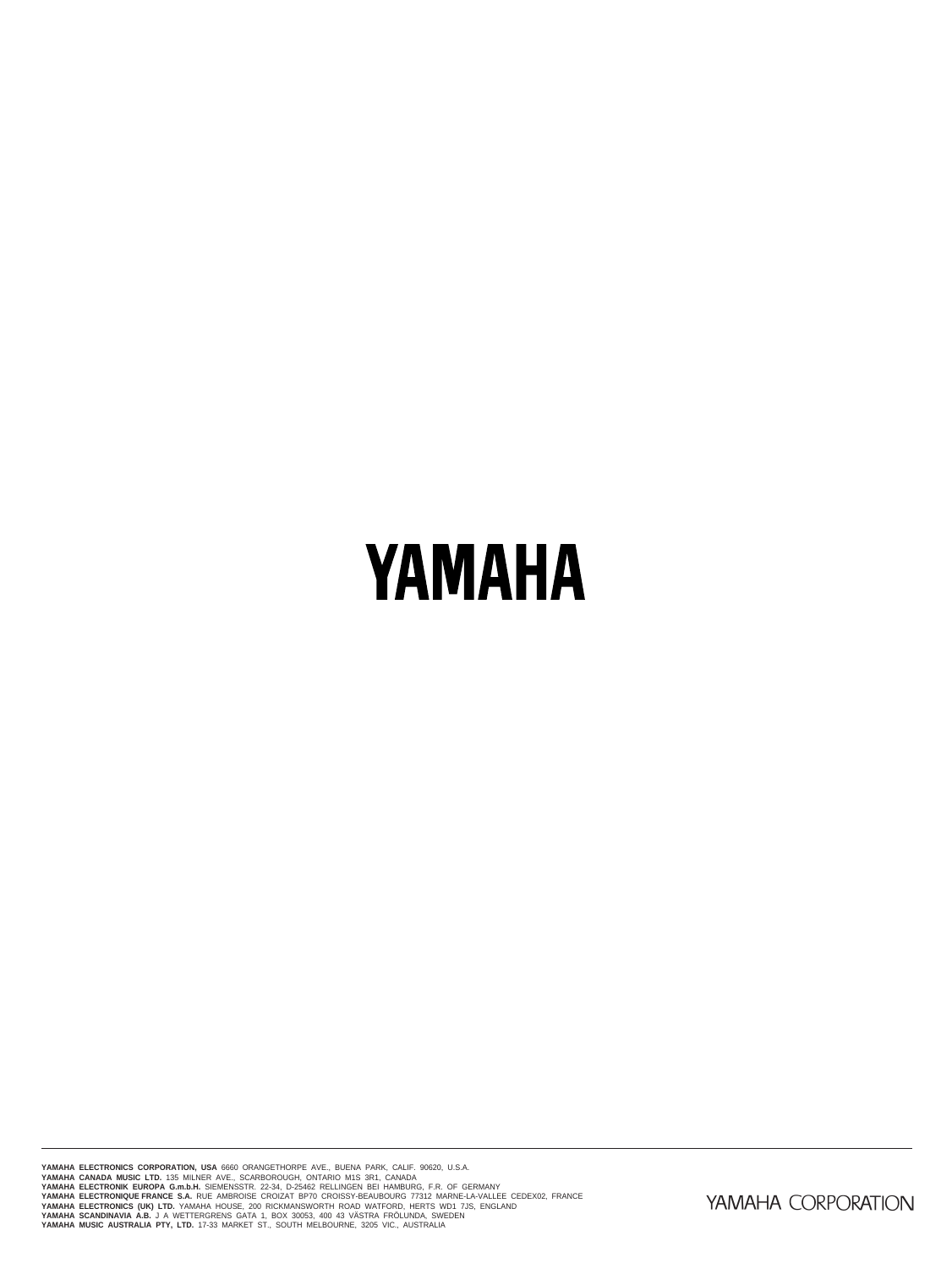# YAMAHA

---

**YAMAHA ELECTRONICS CORPORATION, USA** 6660 ORANGETHORPE AVE., BUENA PARK, CALIF. 90620, U.S.A.
**YAMAHA CANADA MUSIC LTD.** 135 MILNER AVE., SCARBOROUGH, ONTARIO M1S 3R1, CANADA
**YAMAHA ELECTRONIK EUROPA G.m.b.H.** SIEMENSSTR. 22-34, D-25462 RELLINGEN BEI HAMBURG, F.R. OF GERMANY
**YAMAHA ELECTRONIQUE FRANCE S.A.** RUE AMBROISE CROIZAT BP70 CROISSY-BEAUBOURG 77312 MARNE-LA-VALLEE CEDEX02, FRANCE
**YAMAHA ELECTRONICS (UK) LTD.** YAMAHA HOUSE, 200 RICKMANSWORTH ROAD WATFORD, HERTS WD1 7JS, ENGLAND
**YAMAHA SCANDINAVIA A.B.** J A WETTERGRENS GATA 1, BOX 30053, 400 43 VÄSTRA FRÖLUNDA, SWEDEN
**YAMAHA MUSIC AUSTRALIA PTY, LTD.** 17-33 MARKET ST., SOUTH MELBOURNE, 3205 VIC., AUSTRALIA

YAMAHA CORPORATION